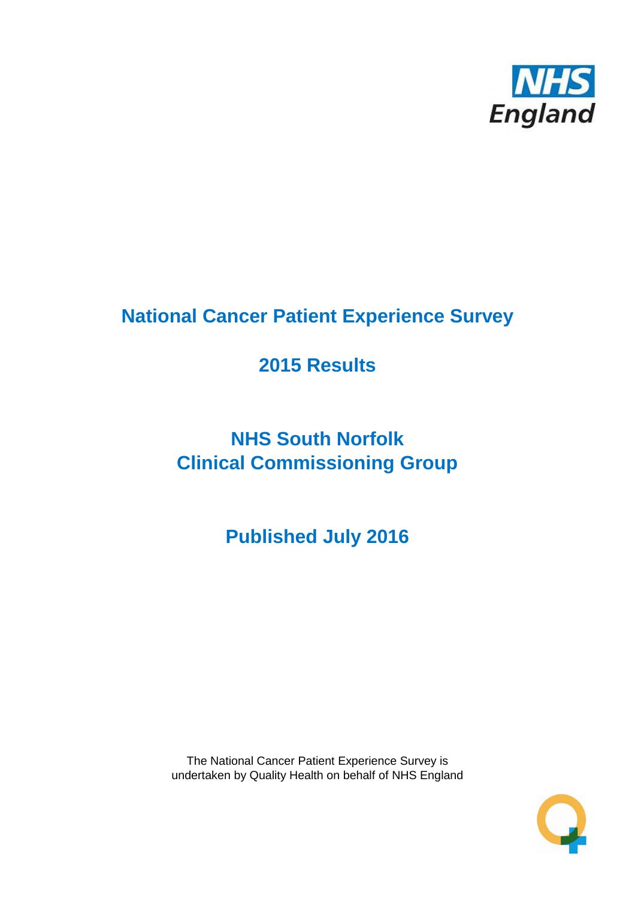# National Cancer Patient Experience Survey

## 2015 Results

## NHS South Norfolk Clinical Commissioning Group

## Published July 2016

The National Cancer Patient Experience Survey is undertaken by Quality Health on behalf of NHS England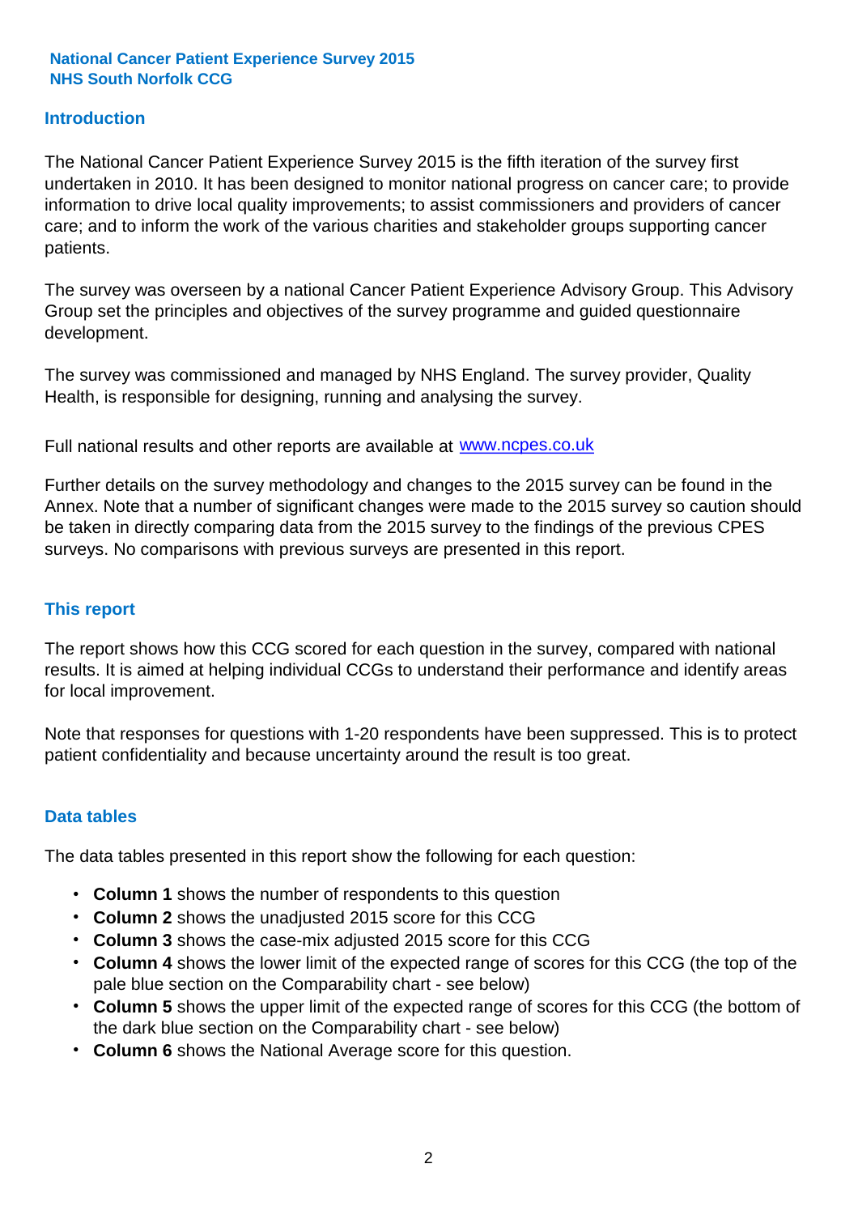**National Cancer Patient Experience Survey 2015**
**NHS South Norfolk CCG**

## Introduction

The National Cancer Patient Experience Survey 2015 is the fifth iteration of the survey first undertaken in 2010. It has been designed to monitor national progress on cancer care; to provide information to drive local quality improvements; to assist commissioners and providers of cancer care; and to inform the work of the various charities and stakeholder groups supporting cancer patients.

The survey was overseen by a national Cancer Patient Experience Advisory Group. This Advisory Group set the principles and objectives of the survey programme and guided questionnaire development.

The survey was commissioned and managed by NHS England. The survey provider, Quality Health, is responsible for designing, running and analysing the survey.

Full national results and other reports are available at [www.ncpes.co.uk](http://www.ncpes.co.uk)

Further details on the survey methodology and changes to the 2015 survey can be found in the Annex. Note that a number of significant changes were made to the 2015 survey so caution should be taken in directly comparing data from the 2015 survey to the findings of the previous CPES surveys. No comparisons with previous surveys are presented in this report.

## This report

The report shows how this CCG scored for each question in the survey, compared with national results. It is aimed at helping individual CCGs to understand their performance and identify areas for local improvement.

Note that responses for questions with 1-20 respondents have been suppressed. This is to protect patient confidentiality and because uncertainty around the result is too great.

## Data tables

The data tables presented in this report show the following for each question:

- **Column 1** shows the number of respondents to this question
- **Column 2** shows the unadjusted 2015 score for this CCG
- **Column 3** shows the case-mix adjusted 2015 score for this CCG
- **Column 4** shows the lower limit of the expected range of scores for this CCG (the top of the pale blue section on the Comparability chart - see below)
- **Column 5** shows the upper limit of the expected range of scores for this CCG (the bottom of the dark blue section on the Comparability chart - see below)
- **Column 6** shows the National Average score for this question.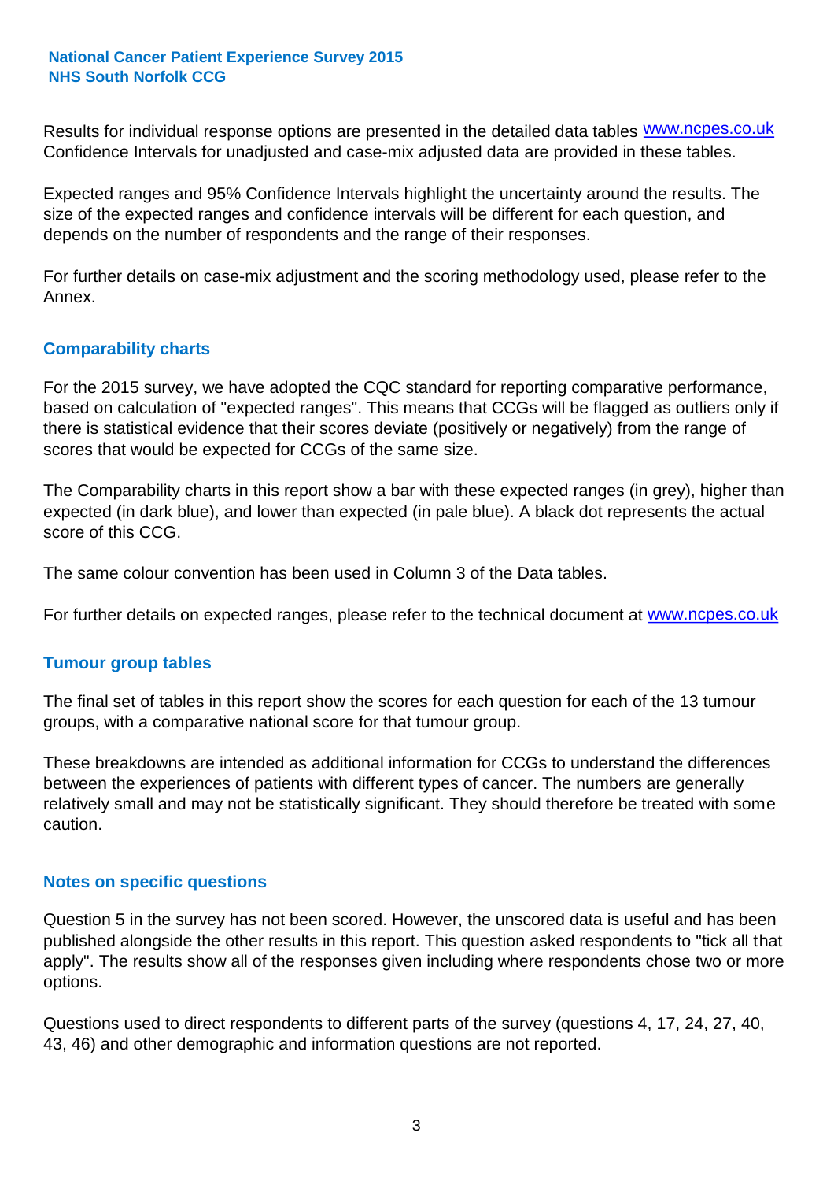Results for individual response options are presented in the detailed data tables www.ncpes.co.uk Confidence Intervals for unadjusted and case-mix adjusted data are provided in these tables.

Expected ranges and 95% Confidence Intervals highlight the uncertainty around the results. The size of the expected ranges and confidence intervals will be different for each question, and depends on the number of respondents and the range of their responses.

For further details on case-mix adjustment and the scoring methodology used, please refer to the Annex.

## Comparability charts

For the 2015 survey, we have adopted the CQC standard for reporting comparative performance, based on calculation of "expected ranges". This means that CCGs will be flagged as outliers only if there is statistical evidence that their scores deviate (positively or negatively) from the range of scores that would be expected for CCGs of the same size.

The Comparability charts in this report show a bar with these expected ranges (in grey), higher than expected (in dark blue), and lower than expected (in pale blue). A black dot represents the actual score of this CCG.

The same colour convention has been used in Column 3 of the Data tables.

For further details on expected ranges, please refer to the technical document at www.ncpes.co.uk

## Tumour group tables

The final set of tables in this report show the scores for each question for each of the 13 tumour groups, with a comparative national score for that tumour group.

These breakdowns are intended as additional information for CCGs to understand the differences between the experiences of patients with different types of cancer. The numbers are generally relatively small and may not be statistically significant. They should therefore be treated with some caution.

## Notes on specific questions

Question 5 in the survey has not been scored. However, the unscored data is useful and has been published alongside the other results in this report. This question asked respondents to "tick all that apply". The results show all of the responses given including where respondents chose two or more options.

Questions used to direct respondents to different parts of the survey (questions 4, 17, 24, 27, 40, 43, 46) and other demographic and information questions are not reported.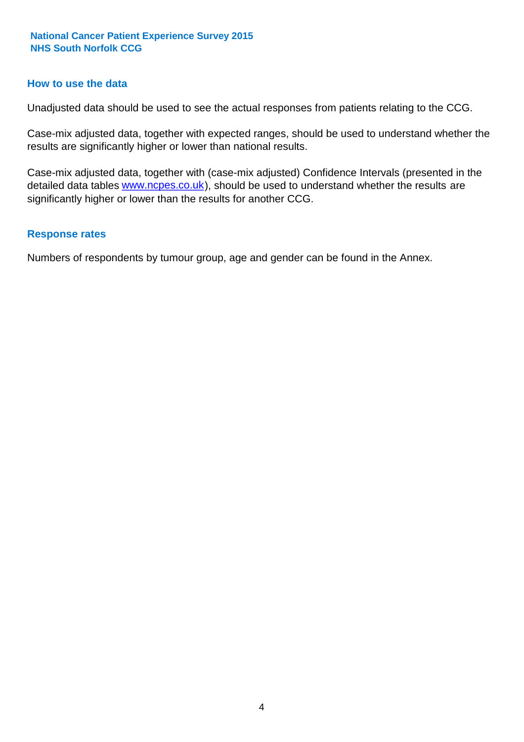## How to use the data

Unadjusted data should be used to see the actual responses from patients relating to the CCG.

Case-mix adjusted data, together with expected ranges, should be used to understand whether the results are significantly higher or lower than national results.

Case-mix adjusted data, together with (case-mix adjusted) Confidence Intervals (presented in the detailed data tables www.ncpes.co.uk), should be used to understand whether the results are significantly higher or lower than the results for another CCG.

## Response rates

Numbers of respondents by tumour group, age and gender can be found in the Annex.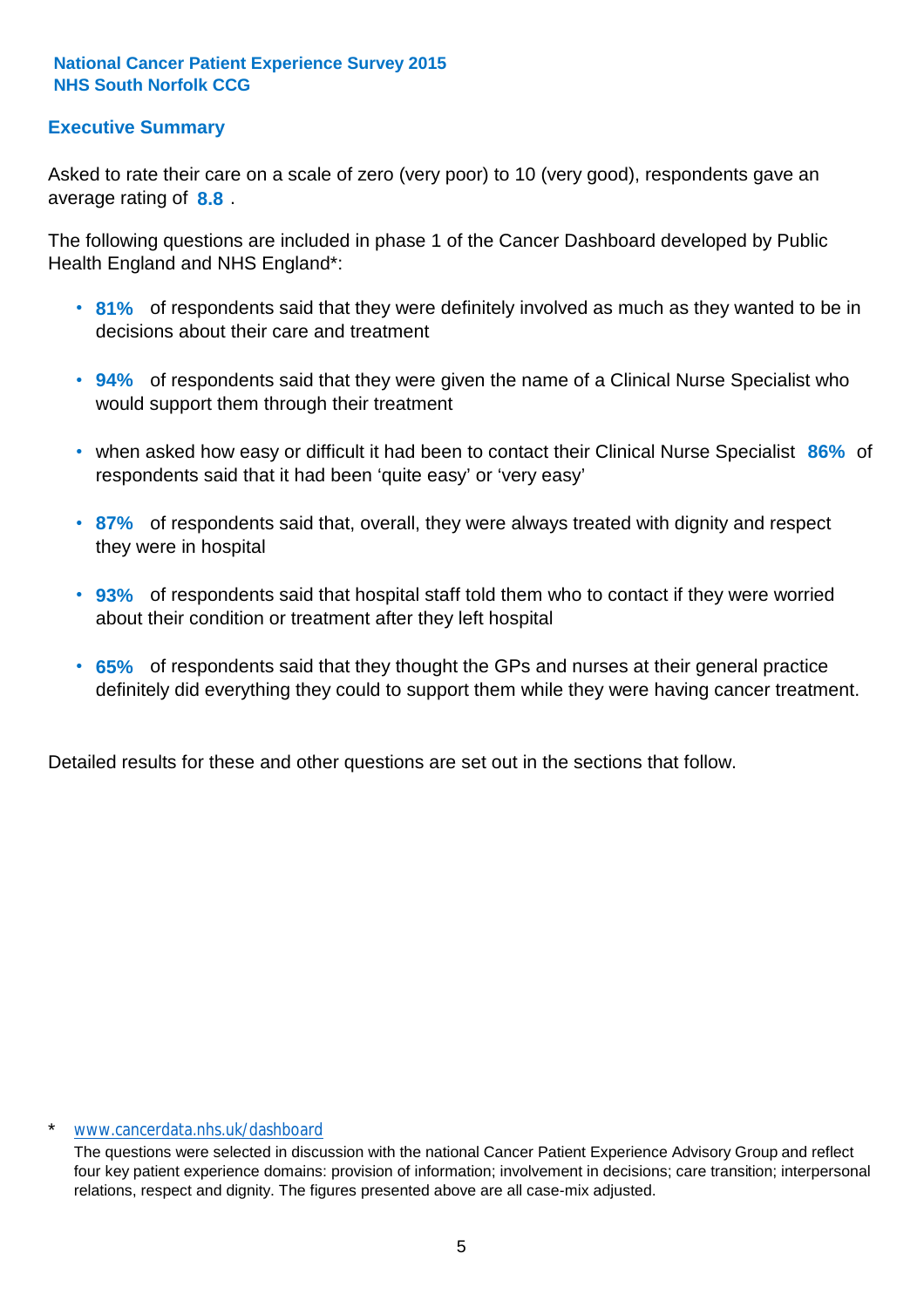**National Cancer Patient Experience Survey 2015**
**NHS South Norfolk CCG**

## Executive Summary

Asked to rate their care on a scale of zero (very poor) to 10 (very good), respondents gave an average rating of **8.8** .

The following questions are included in phase 1 of the Cancer Dashboard developed by Public Health England and NHS England*:

- **81%** of respondents said that they were definitely involved as much as they wanted to be in decisions about their care and treatment
- **94%** of respondents said that they were given the name of a Clinical Nurse Specialist who would support them through their treatment
- when asked how easy or difficult it had been to contact their Clinical Nurse Specialist **86%** of respondents said that it had been 'quite easy' or 'very easy'
- **87%** of respondents said that, overall, they were always treated with dignity and respect they were in hospital
- **93%** of respondents said that hospital staff told them who to contact if they were worried about their condition or treatment after they left hospital
- **65%** of respondents said that they thought the GPs and nurses at their general practice definitely did everything they could to support them while they were having cancer treatment.

Detailed results for these and other questions are set out in the sections that follow.

\* www.cancerdata.nhs.uk/dashboard

The questions were selected in discussion with the national Cancer Patient Experience Advisory Group and reflect four key patient experience domains: provision of information; involvement in decisions; care transition; interpersonal relations, respect and dignity. The figures presented above are all case-mix adjusted.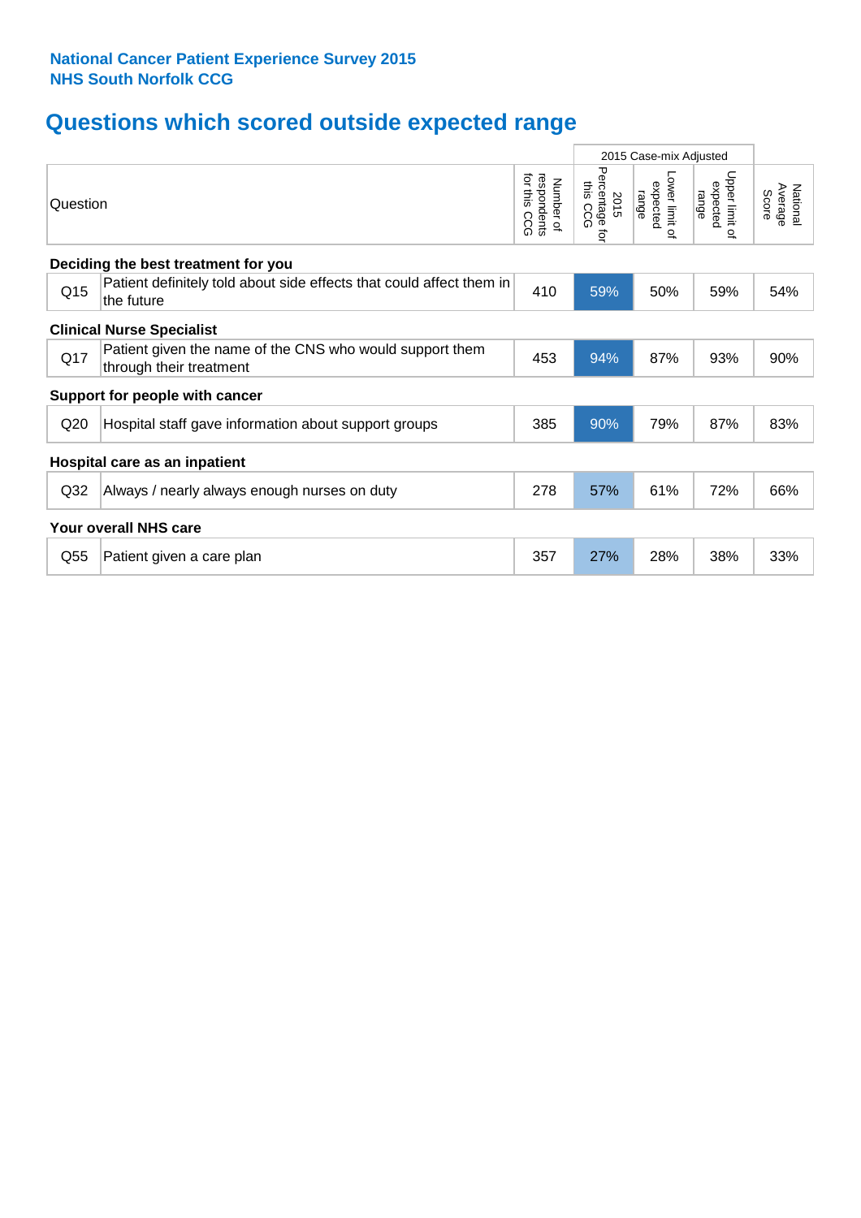**National Cancer Patient Experience Survey 2015**
**NHS South Norfolk CCG**

# Questions which scored outside expected range

| | Question | Number of respondents for this CCG | 2015 Case-mix Adjusted | | | National Average Score |
|---|---|---|---|---|---|---|
| | | | 2015 Percentage for this CCG | Lower limit of expected range | Upper limit of expected range | |
| **Deciding the best treatment for you** | | | | | | |
| Q15 | Patient definitely told about side effects that could affect them in the future | 410 | 59% | 50% | 59% | 54% |
| **Clinical Nurse Specialist** | | | | | | |
| Q17 | Patient given the name of the CNS who would support them through their treatment | 453 | 94% | 87% | 93% | 90% |
| **Support for people with cancer** | | | | | | |
| Q20 | Hospital staff gave information about support groups | 385 | 90% | 79% | 87% | 83% |
| **Hospital care as an inpatient** | | | | | | |
| Q32 | Always / nearly always enough nurses on duty | 278 | 57% | 61% | 72% | 66% |
| **Your overall NHS care** | | | | | | |
| Q55 | Patient given a care plan | 357 | 27% | 28% | 38% | 33% |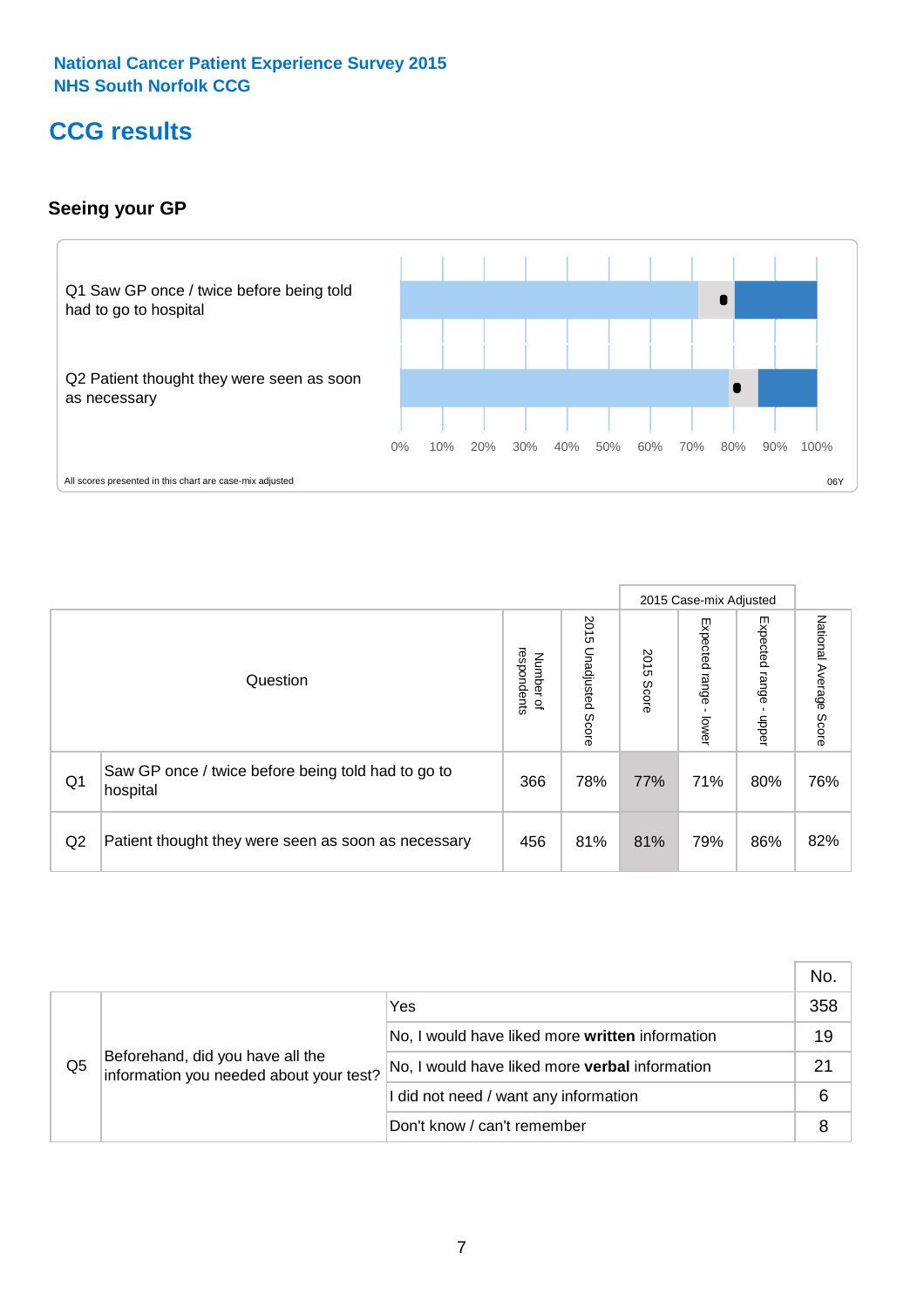**National Cancer Patient Experience Survey 2015**
**NHS South Norfolk CCG**

# CCG results

## Seeing your GP

Q1 Saw GP once / twice before being told had to go to hospital

Q2 Patient thought they were seen as soon as necessary

0% 10% 20% 30% 40% 50% 60% 70% 80% 90% 100%

All scores presented in this chart are case-mix adjusted

06Y

| | Question | Number of respondents | 2015 Unadjusted Score | 2015 Case-mix Adjusted: 2015 Score | 2015 Case-mix Adjusted: Expected range - lower | 2015 Case-mix Adjusted: Expected range - upper | National Average Score |
|---|---|---|---|---|---|---|---|
| Q1 | Saw GP once / twice before being told had to go to hospital | 366 | 78% | 77% | 71% | 80% | 76% |
| Q2 | Patient thought they were seen as soon as necessary | 456 | 81% | 81% | 79% | 86% | 82% |

| | | | No. |
|---|---|---|---|
| Q5 | Beforehand, did you have all the information you needed about your test? | Yes | 358 |
| | | No, I would have liked more **written** information | 19 |
| | | No, I would have liked more **verbal** information | 21 |
| | | I did not need / want any information | 6 |
| | | Don't know / can't remember | 8 |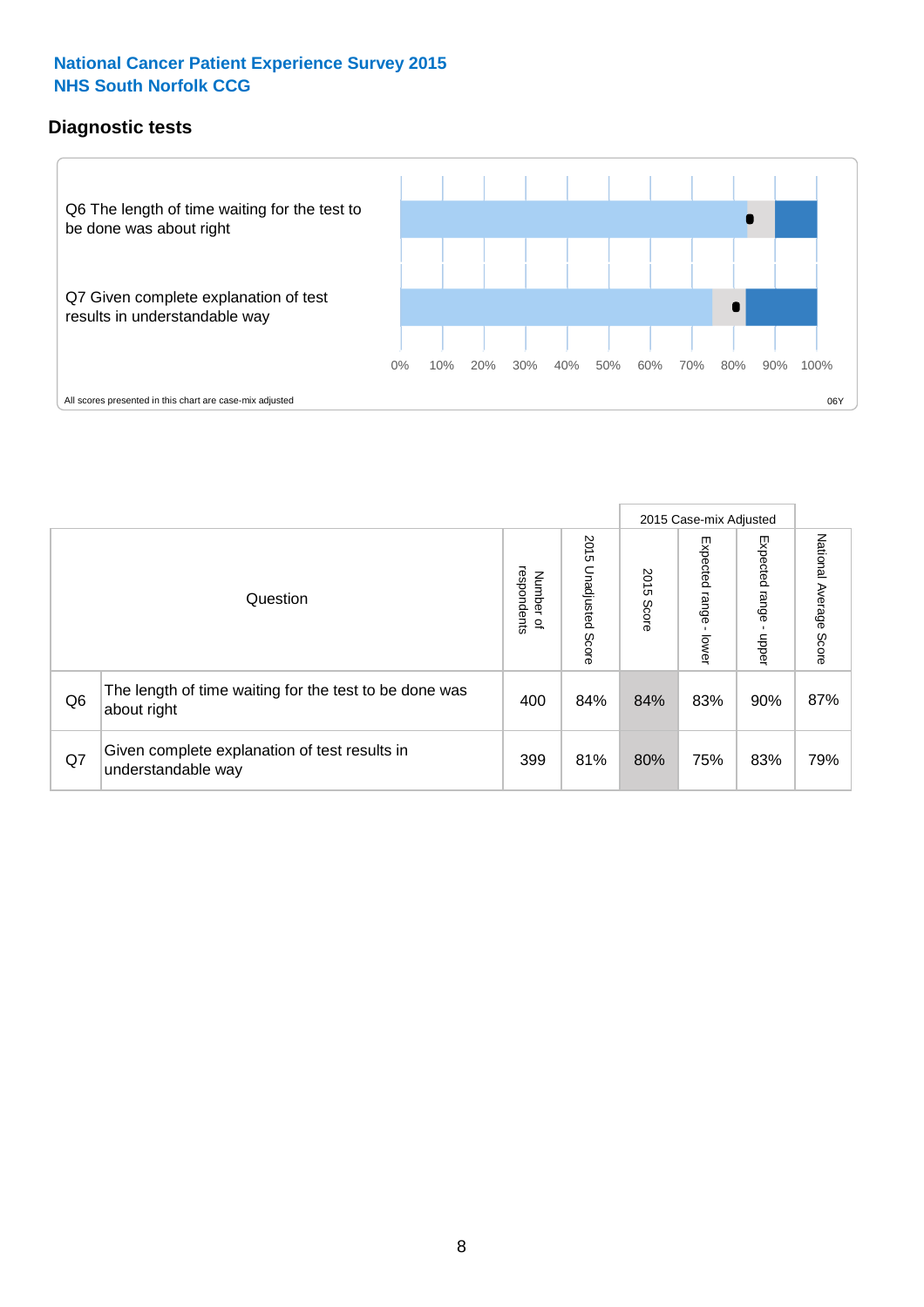National Cancer Patient Experience Survey 2015
NHS South Norfolk CCG

## Diagnostic tests

Q6 The length of time waiting for the test to be done was about right

Q7 Given complete explanation of test results in understandable way

0% 10% 20% 30% 40% 50% 60% 70% 80% 90% 100%

All scores presented in this chart are case-mix adjusted

06Y

| | Question | Number of respondents | 2015 Unadjusted Score | 2015 Case-mix Adjusted 2015 Score | 2015 Case-mix Adjusted Expected range - lower | 2015 Case-mix Adjusted Expected range - upper | National Average Score |
|---|---|---|---|---|---|---|---|
| Q6 | The length of time waiting for the test to be done was about right | 400 | 84% | 84% | 83% | 90% | 87% |
| Q7 | Given complete explanation of test results in understandable way | 399 | 81% | 80% | 75% | 83% | 79% |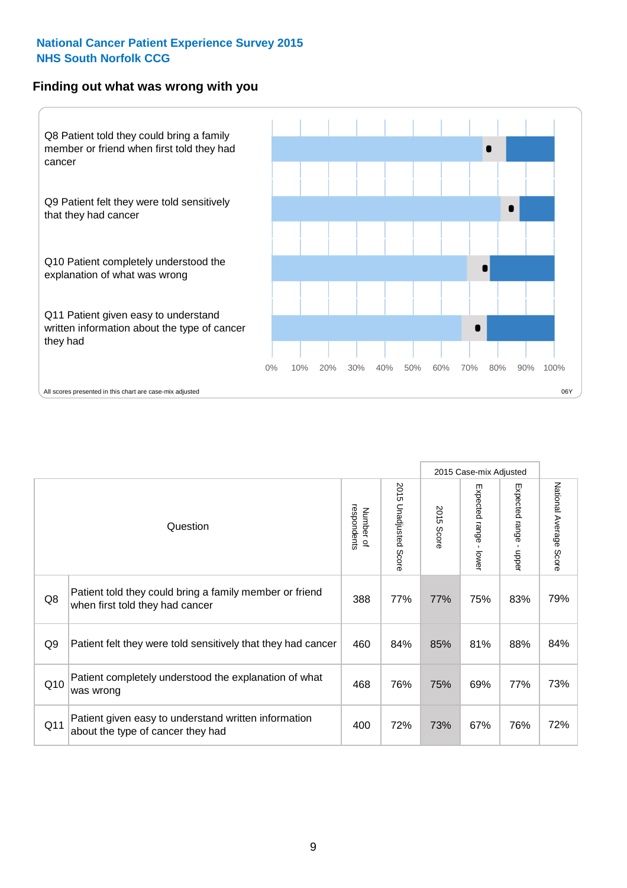**National Cancer Patient Experience Survey 2015**
**NHS South Norfolk CCG**

## Finding out what was wrong with you

Q8 Patient told they could bring a family member or friend when first told they had cancer

Q9 Patient felt they were told sensitively that they had cancer

Q10 Patient completely understood the explanation of what was wrong

Q11 Patient given easy to understand written information about the type of cancer they had

0% 10% 20% 30% 40% 50% 60% 70% 80% 90% 100%

All scores presented in this chart are case-mix adjusted

06Y

| | Question | Number of respondents | 2015 Unadjusted Score | 2015 Case-mix Adjusted: 2015 Score | 2015 Case-mix Adjusted: Expected range - lower | 2015 Case-mix Adjusted: Expected range - upper | National Average Score |
|---|---|---|---|---|---|---|---|
| Q8 | Patient told they could bring a family member or friend when first told they had cancer | 388 | 77% | 77% | 75% | 83% | 79% |
| Q9 | Patient felt they were told sensitively that they had cancer | 460 | 84% | 85% | 81% | 88% | 84% |
| Q10 | Patient completely understood the explanation of what was wrong | 468 | 76% | 75% | 69% | 77% | 73% |
| Q11 | Patient given easy to understand written information about the type of cancer they had | 400 | 72% | 73% | 67% | 76% | 72% |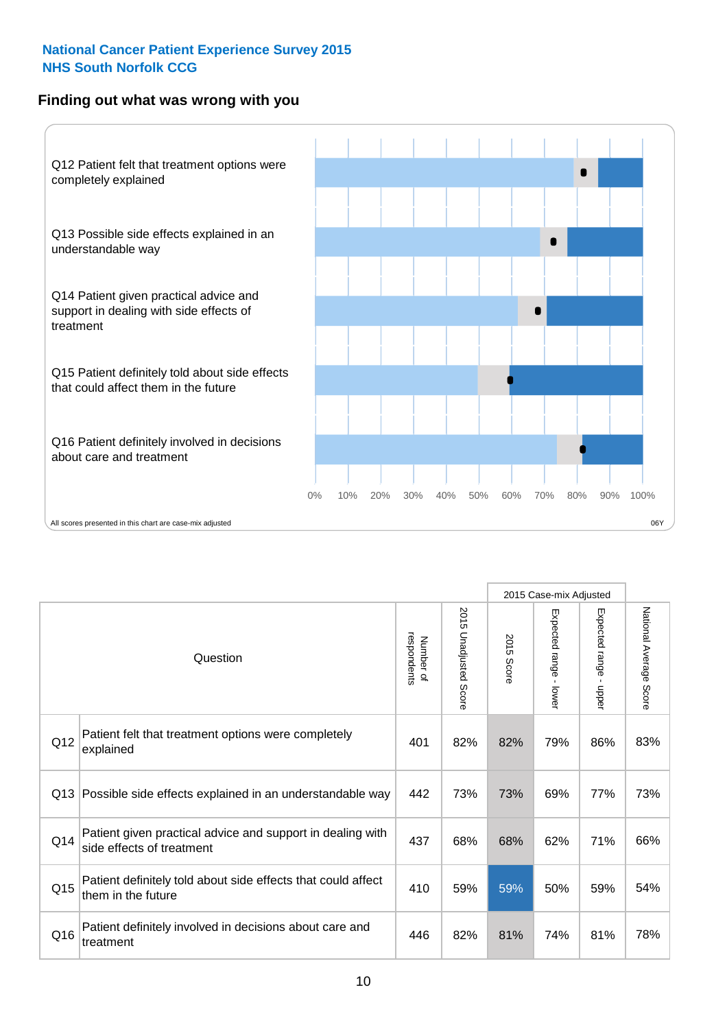**National Cancer Patient Experience Survey 2015**
**NHS South Norfolk CCG**

## Finding out what was wrong with you

Q12 Patient felt that treatment options were completely explained

Q13 Possible side effects explained in an understandable way

Q14 Patient given practical advice and support in dealing with side effects of treatment

Q15 Patient definitely told about side effects that could affect them in the future

Q16 Patient definitely involved in decisions about care and treatment

0% 10% 20% 30% 40% 50% 60% 70% 80% 90% 100%

All scores presented in this chart are case-mix adjusted

06Y

| | Question | Number of respondents | 2015 Unadjusted Score | 2015 Case-mix Adjusted: 2015 Score | 2015 Case-mix Adjusted: Expected range - lower | 2015 Case-mix Adjusted: Expected range - upper | National Average Score |
|---|---|---|---|---|---|---|---|
| Q12 | Patient felt that treatment options were completely explained | 401 | 82% | 82% | 79% | 86% | 83% |
| Q13 | Possible side effects explained in an understandable way | 442 | 73% | 73% | 69% | 77% | 73% |
| Q14 | Patient given practical advice and support in dealing with side effects of treatment | 437 | 68% | 68% | 62% | 71% | 66% |
| Q15 | Patient definitely told about side effects that could affect them in the future | 410 | 59% | 59% | 50% | 59% | 54% |
| Q16 | Patient definitely involved in decisions about care and treatment | 446 | 82% | 81% | 74% | 81% | 78% |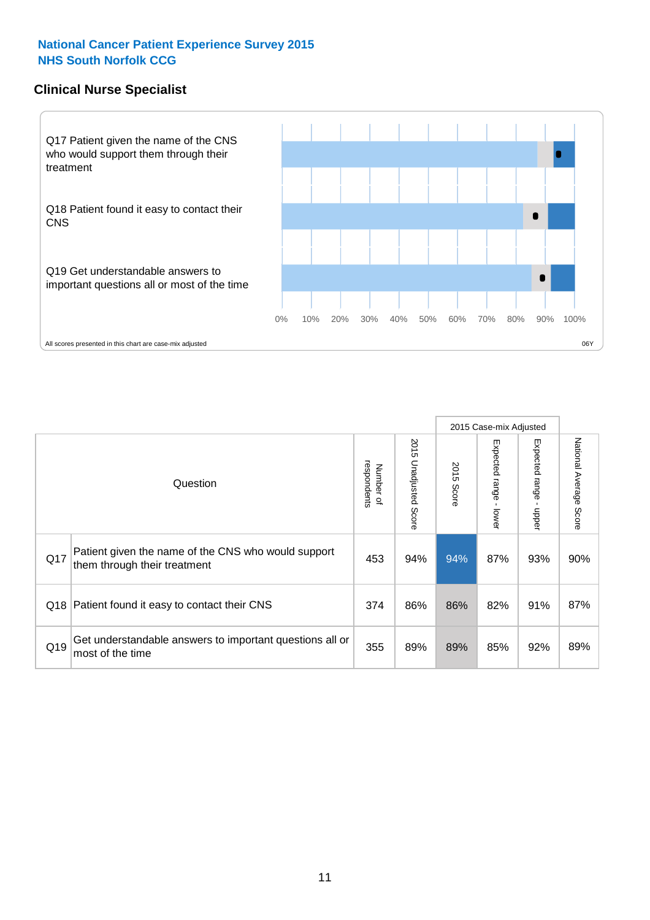**National Cancer Patient Experience Survey 2015**
**NHS South Norfolk CCG**

## Clinical Nurse Specialist

Q17 Patient given the name of the CNS who would support them through their treatment

Q18 Patient found it easy to contact their CNS

Q19 Get understandable answers to important questions all or most of the time

0% 10% 20% 30% 40% 50% 60% 70% 80% 90% 100%

All scores presented in this chart are case-mix adjusted

06Y

| | Question | Number of respondents | 2015 Unadjusted Score | 2015 Case-mix Adjusted: 2015 Score | 2015 Case-mix Adjusted: Expected range - lower | 2015 Case-mix Adjusted: Expected range - upper | National Average Score |
|---|---|---|---|---|---|---|---|
| Q17 | Patient given the name of the CNS who would support them through their treatment | 453 | 94% | 94% | 87% | 93% | 90% |
| Q18 | Patient found it easy to contact their CNS | 374 | 86% | 86% | 82% | 91% | 87% |
| Q19 | Get understandable answers to important questions all or most of the time | 355 | 89% | 89% | 85% | 92% | 89% |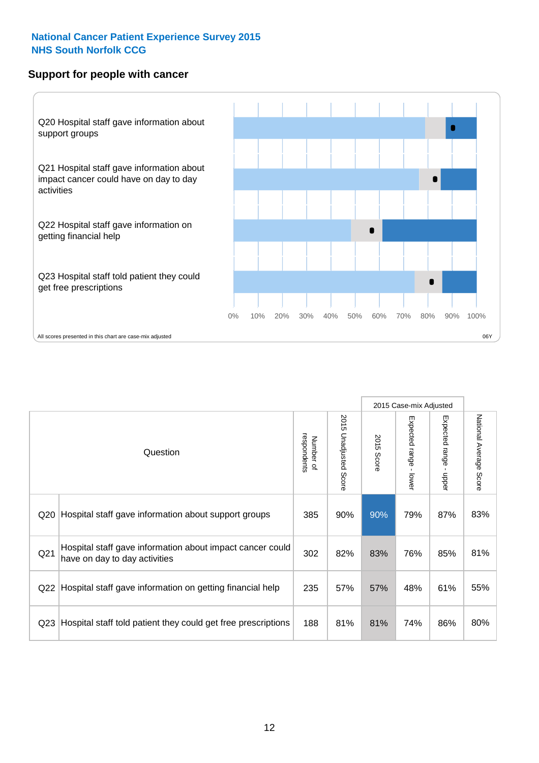# National Cancer Patient Experience Survey 2015
# NHS South Norfolk CCG

## Support for people with cancer

Q20 Hospital staff gave information about support groups

Q21 Hospital staff gave information about impact cancer could have on day to day activities

Q22 Hospital staff gave information on getting financial help

Q23 Hospital staff told patient they could get free prescriptions

0% 10% 20% 30% 40% 50% 60% 70% 80% 90% 100%

All scores presented in this chart are case-mix adjusted

06Y

| | Question | Number of respondents | 2015 Unadjusted Score | 2015 Case-mix Adjusted | | | National Average Score |
|---|---|---|---|---|---|---|---|
| | | | | 2015 Score | Expected range - lower | Expected range - upper | |
| Q20 | Hospital staff gave information about support groups | 385 | 90% | 90% | 79% | 87% | 83% |
| Q21 | Hospital staff gave information about impact cancer could have on day to day activities | 302 | 82% | 83% | 76% | 85% | 81% |
| Q22 | Hospital staff gave information on getting financial help | 235 | 57% | 57% | 48% | 61% | 55% |
| Q23 | Hospital staff told patient they could get free prescriptions | 188 | 81% | 81% | 74% | 86% | 80% |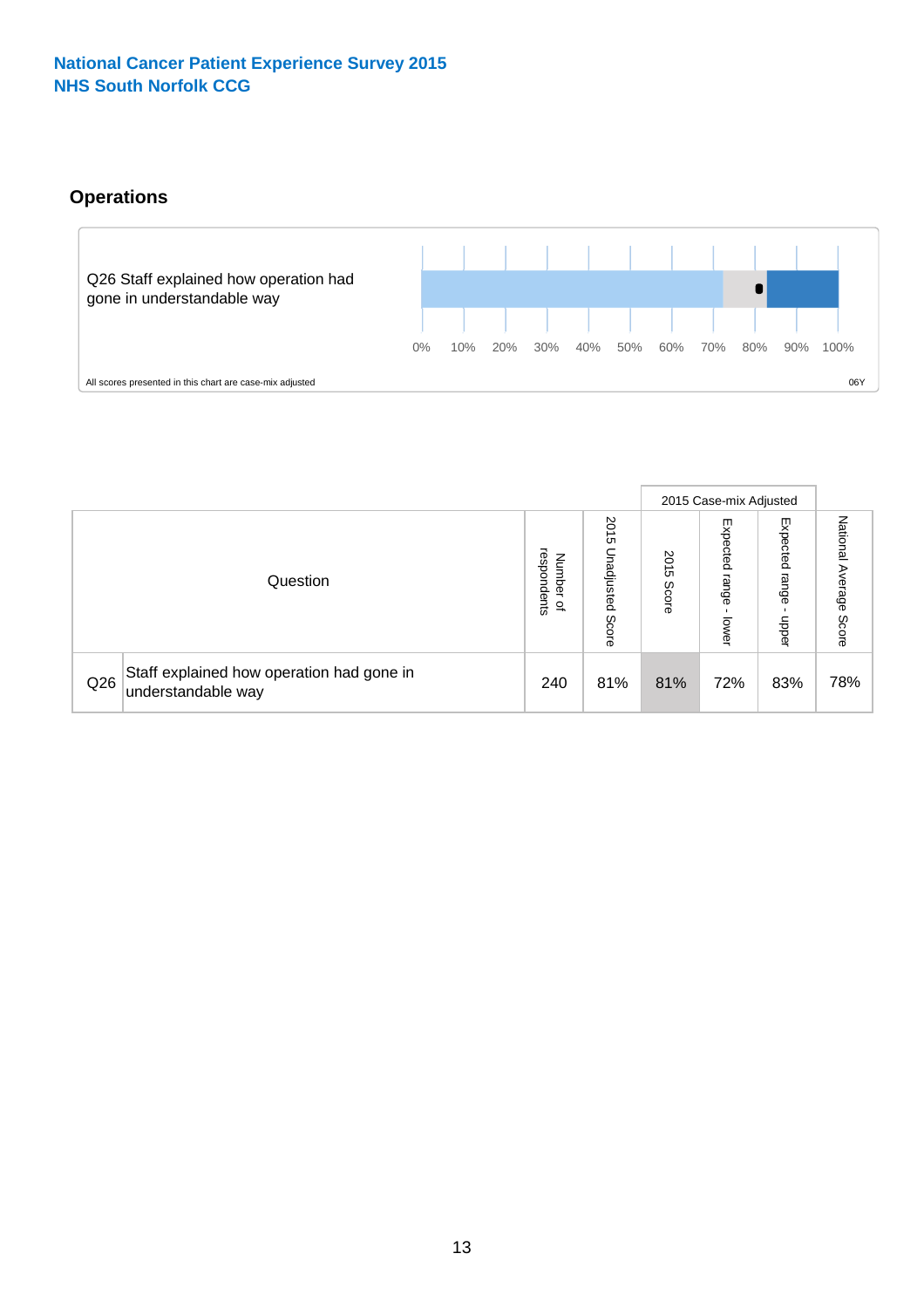National Cancer Patient Experience Survey 2015
NHS South Norfolk CCG

## Operations

Q26 Staff explained how operation had gone in understandable way

0% 10% 20% 30% 40% 50% 60% 70% 80% 90% 100%

All scores presented in this chart are case-mix adjusted

06Y

| | Question | Number of respondents | 2015 Unadjusted Score | 2015 Case-mix Adjusted | | | National Average Score |
|---|---|---|---|---|---|---|---|
| | | | | 2015 Score | Expected range - lower | Expected range - upper | |
| Q26 | Staff explained how operation had gone in understandable way | 240 | 81% | 81% | 72% | 83% | 78% |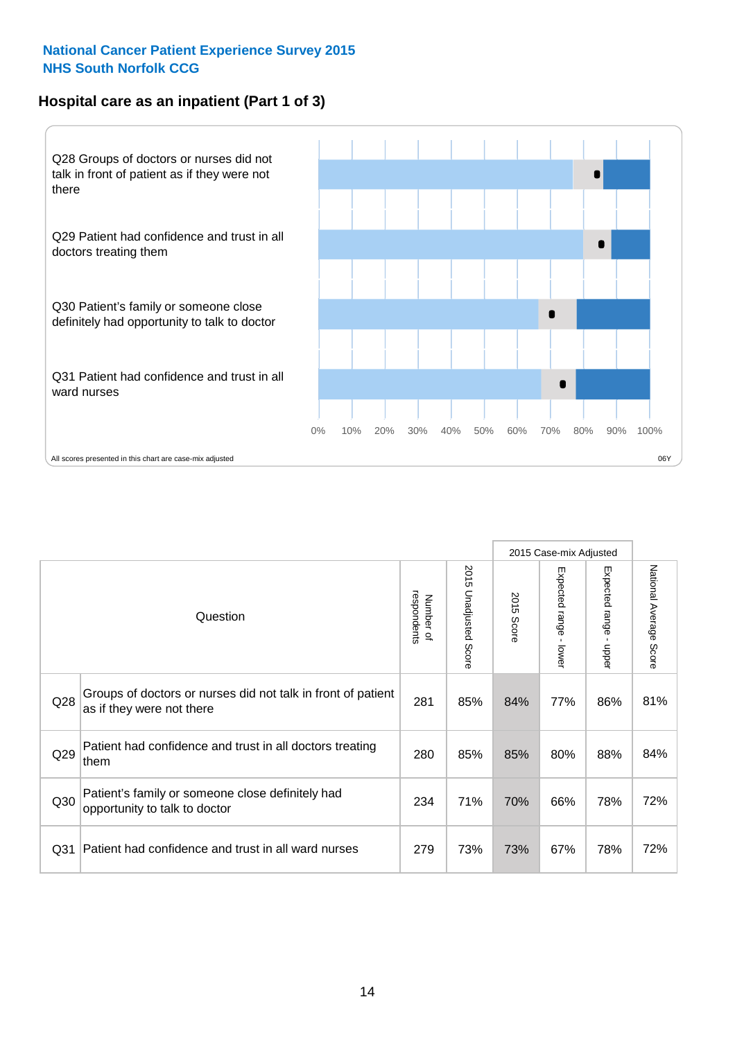National Cancer Patient Experience Survey 2015
NHS South Norfolk CCG

## Hospital care as an inpatient (Part 1 of 3)

Q28 Groups of doctors or nurses did not talk in front of patient as if they were not there

Q29 Patient had confidence and trust in all doctors treating them

Q30 Patient's family or someone close definitely had opportunity to talk to doctor

Q31 Patient had confidence and trust in all ward nurses

0% 10% 20% 30% 40% 50% 60% 70% 80% 90% 100%

All scores presented in this chart are case-mix adjusted

06Y

| | Question | Number of respondents | 2015 Unadjusted Score | 2015 Case-mix Adjusted | | | National Average Score |
|---|---|---|---|---|---|---|---|
| | | | | 2015 Score | Expected range - lower | Expected range - upper | |
| Q28 | Groups of doctors or nurses did not talk in front of patient as if they were not there | 281 | 85% | 84% | 77% | 86% | 81% |
| Q29 | Patient had confidence and trust in all doctors treating them | 280 | 85% | 85% | 80% | 88% | 84% |
| Q30 | Patient's family or someone close definitely had opportunity to talk to doctor | 234 | 71% | 70% | 66% | 78% | 72% |
| Q31 | Patient had confidence and trust in all ward nurses | 279 | 73% | 73% | 67% | 78% | 72% |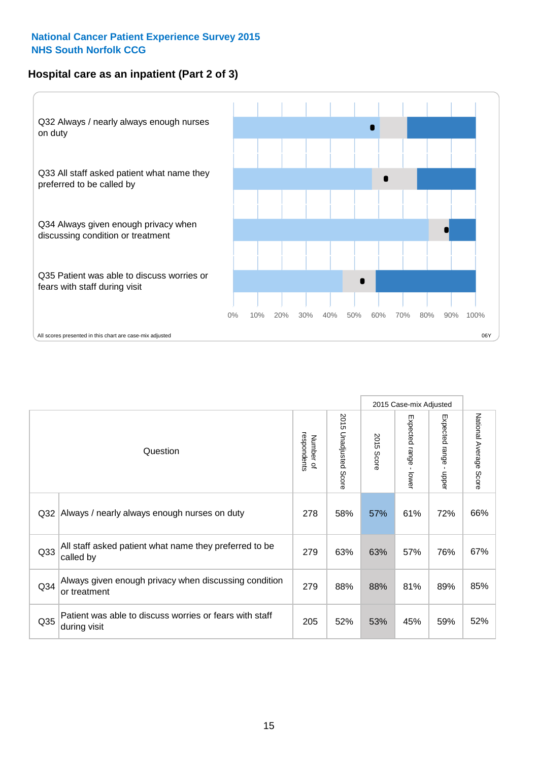**National Cancer Patient Experience Survey 2015**
**NHS South Norfolk CCG**

## Hospital care as an inpatient (Part 2 of 3)

Q32 Always / nearly always enough nurses on duty

Q33 All staff asked patient what name they preferred to be called by

Q34 Always given enough privacy when discussing condition or treatment

Q35 Patient was able to discuss worries or fears with staff during visit

0% 10% 20% 30% 40% 50% 60% 70% 80% 90% 100%

All scores presented in this chart are case-mix adjusted

06Y

| Question | | Number of respondents | 2015 Unadjusted Score | 2015 Case-mix Adjusted: 2015 Score | 2015 Case-mix Adjusted: Expected range - lower | 2015 Case-mix Adjusted: Expected range - upper | National Average Score |
|---|---|---|---|---|---|---|---|
| Q32 | Always / nearly always enough nurses on duty | 278 | 58% | 57% | 61% | 72% | 66% |
| Q33 | All staff asked patient what name they preferred to be called by | 279 | 63% | 63% | 57% | 76% | 67% |
| Q34 | Always given enough privacy when discussing condition or treatment | 279 | 88% | 88% | 81% | 89% | 85% |
| Q35 | Patient was able to discuss worries or fears with staff during visit | 205 | 52% | 53% | 45% | 59% | 52% |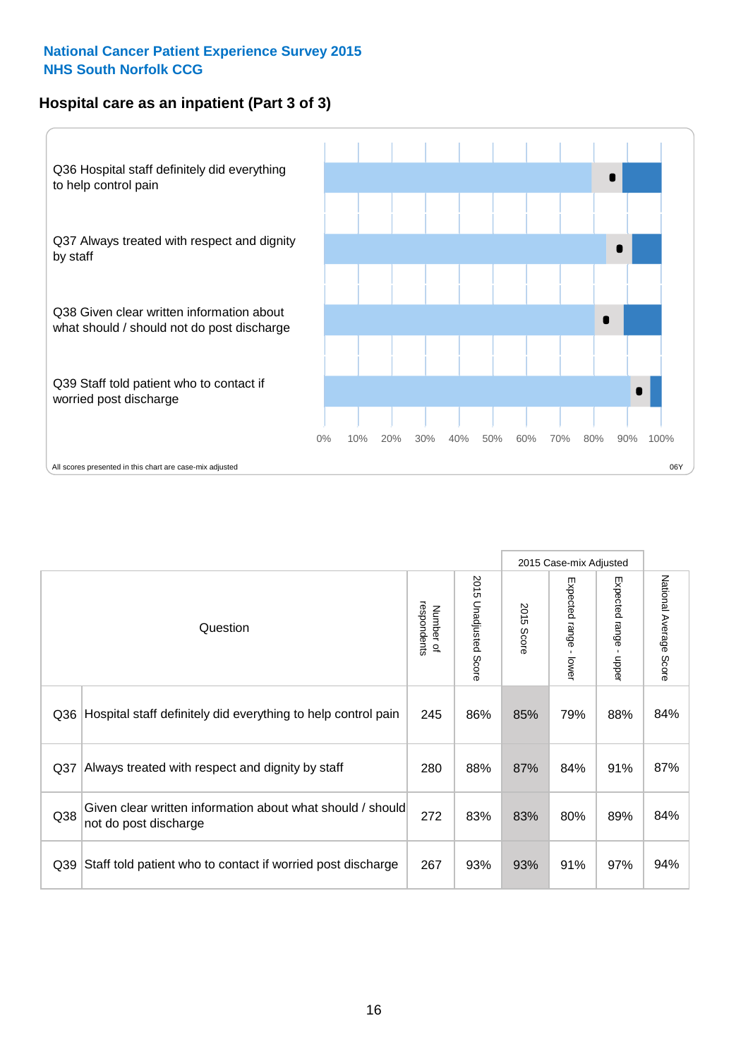**National Cancer Patient Experience Survey 2015**
**NHS South Norfolk CCG**

## Hospital care as an inpatient (Part 3 of 3)

Q36 Hospital staff definitely did everything to help control pain

Q37 Always treated with respect and dignity by staff

Q38 Given clear written information about what should / should not do post discharge

Q39 Staff told patient who to contact if worried post discharge

0% 10% 20% 30% 40% 50% 60% 70% 80% 90% 100%

All scores presented in this chart are case-mix adjusted

06Y

| Question | | Number of respondents | 2015 Unadjusted Score | 2015 Case-mix Adjusted | | | National Average Score |
|---|---|---|---|---|---|---|---|
| | | | | 2015 Score | Expected range - lower | Expected range - upper | |
| Q36 | Hospital staff definitely did everything to help control pain | 245 | 86% | 85% | 79% | 88% | 84% |
| Q37 | Always treated with respect and dignity by staff | 280 | 88% | 87% | 84% | 91% | 87% |
| Q38 | Given clear written information about what should / should not do post discharge | 272 | 83% | 83% | 80% | 89% | 84% |
| Q39 | Staff told patient who to contact if worried post discharge | 267 | 93% | 93% | 91% | 97% | 94% |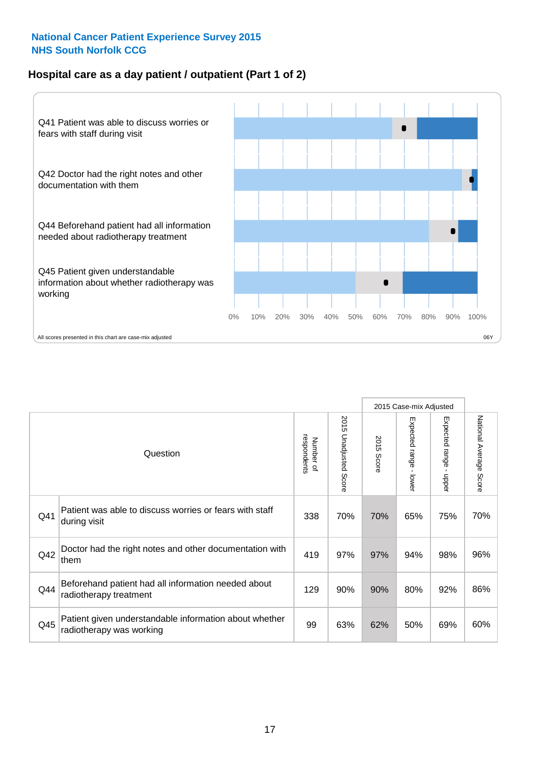National Cancer Patient Experience Survey 2015
NHS South Norfolk CCG

## Hospital care as a day patient / outpatient (Part 1 of 2)

Q41 Patient was able to discuss worries or fears with staff during visit

Q42 Doctor had the right notes and other documentation with them

Q44 Beforehand patient had all information needed about radiotherapy treatment

Q45 Patient given understandable information about whether radiotherapy was working

0% 10% 20% 30% 40% 50% 60% 70% 80% 90% 100%

All scores presented in this chart are case-mix adjusted

06Y

| Question | | Number of respondents | 2015 Unadjusted Score | 2015 Case-mix Adjusted: 2015 Score | 2015 Case-mix Adjusted: Expected range - lower | 2015 Case-mix Adjusted: Expected range - upper | National Average Score |
|---|---|---|---|---|---|---|---|
| Q41 | Patient was able to discuss worries or fears with staff during visit | 338 | 70% | 70% | 65% | 75% | 70% |
| Q42 | Doctor had the right notes and other documentation with them | 419 | 97% | 97% | 94% | 98% | 96% |
| Q44 | Beforehand patient had all information needed about radiotherapy treatment | 129 | 90% | 90% | 80% | 92% | 86% |
| Q45 | Patient given understandable information about whether radiotherapy was working | 99 | 63% | 62% | 50% | 69% | 60% |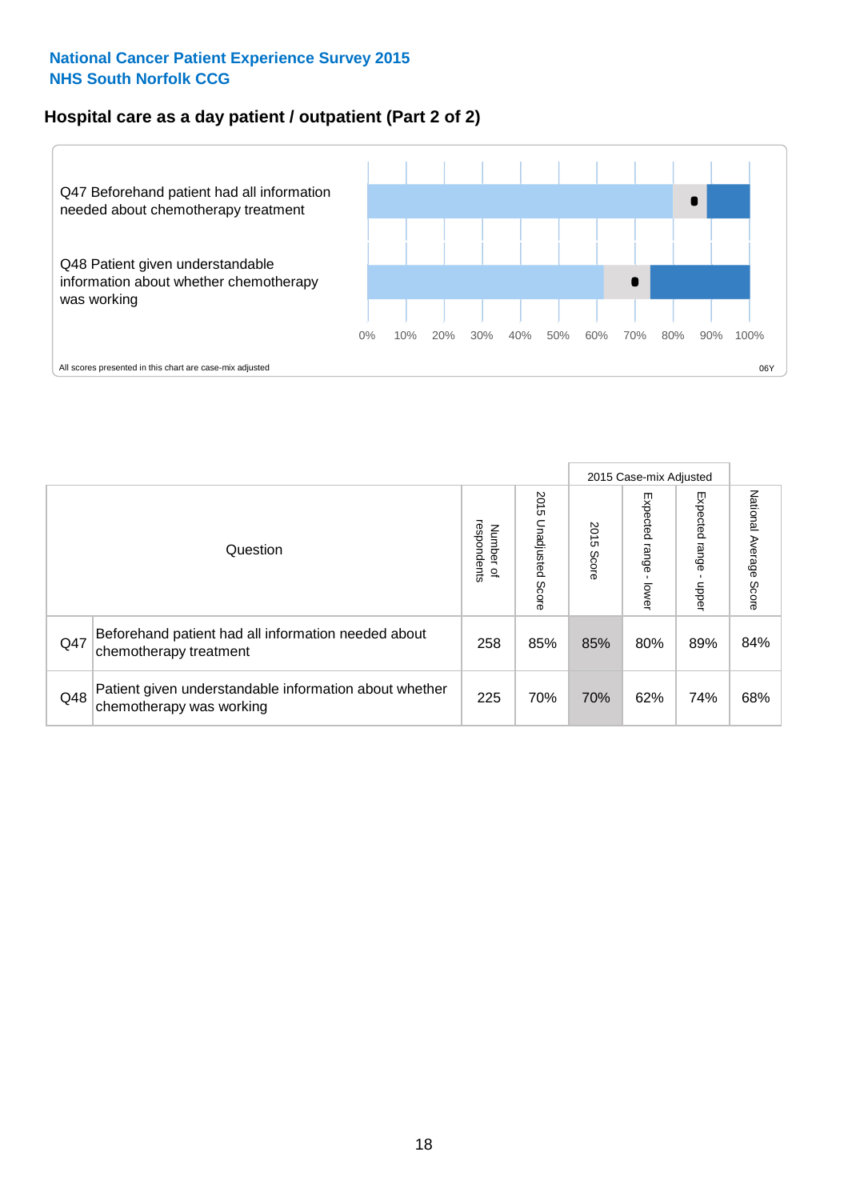National Cancer Patient Experience Survey 2015
NHS South Norfolk CCG

## Hospital care as a day patient / outpatient (Part 2 of 2)

Q47 Beforehand patient had all information needed about chemotherapy treatment

Q48 Patient given understandable information about whether chemotherapy was working

0% 10% 20% 30% 40% 50% 60% 70% 80% 90% 100%

All scores presented in this chart are case-mix adjusted

06Y

| | Question | Number of respondents | 2015 Unadjusted Score | 2015 Case-mix Adjusted: 2015 Score | 2015 Case-mix Adjusted: Expected range - lower | 2015 Case-mix Adjusted: Expected range - upper | National Average Score |
|---|---|---|---|---|---|---|---|
| Q47 | Beforehand patient had all information needed about chemotherapy treatment | 258 | 85% | 85% | 80% | 89% | 84% |
| Q48 | Patient given understandable information about whether chemotherapy was working | 225 | 70% | 70% | 62% | 74% | 68% |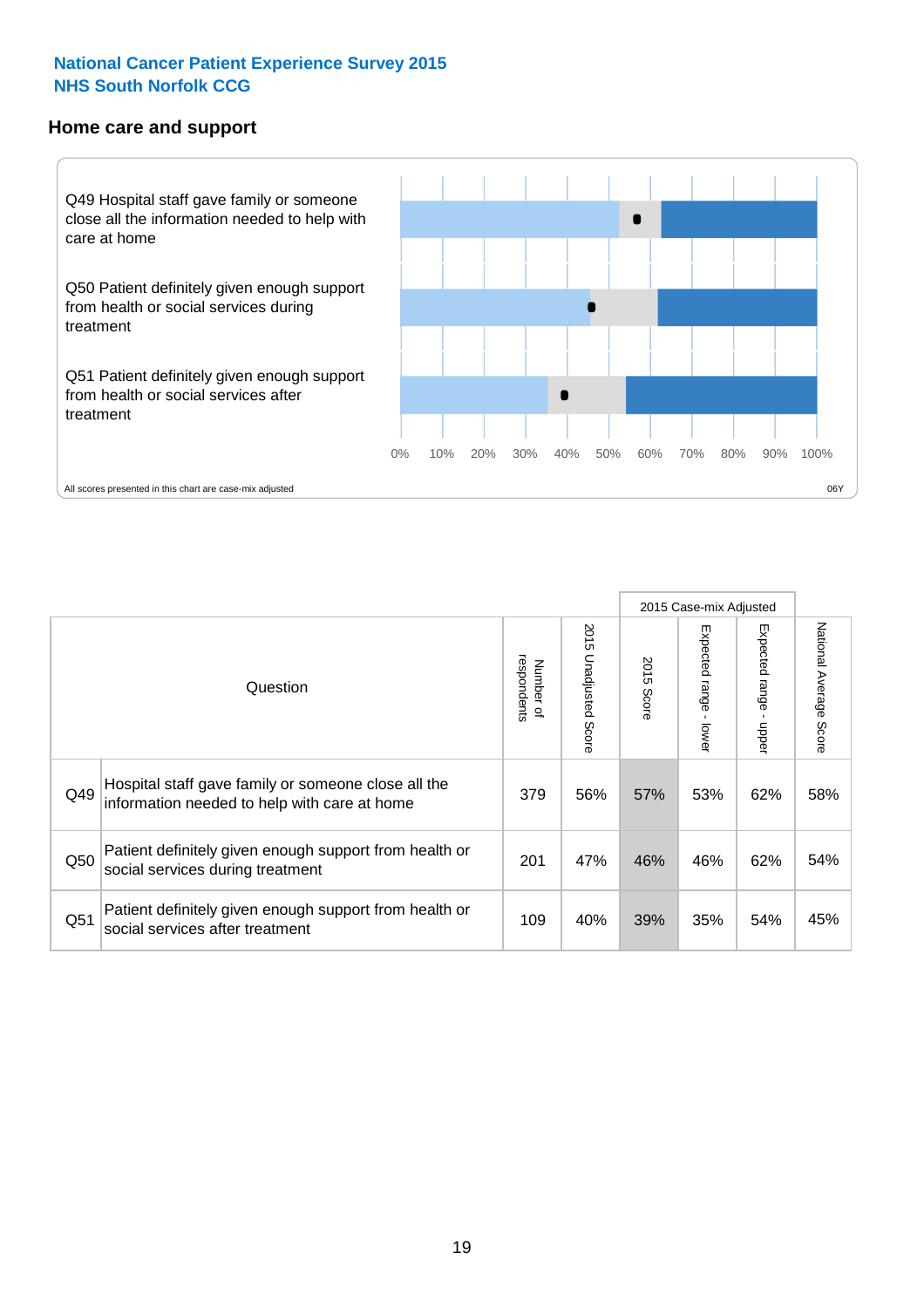National Cancer Patient Experience Survey 2015
NHS South Norfolk CCG

## Home care and support

Q49 Hospital staff gave family or someone close all the information needed to help with care at home

Q50 Patient definitely given enough support from health or social services during treatment

Q51 Patient definitely given enough support from health or social services after treatment

0% 10% 20% 30% 40% 50% 60% 70% 80% 90% 100%

All scores presented in this chart are case-mix adjusted

06Y

| | Question | Number of respondents | 2015 Unadjusted Score | 2015 Case-mix Adjusted | | | National Average Score |
|---|---|---|---|---|---|---|---|
| | | | | 2015 Score | Expected range - lower | Expected range - upper | |
| Q49 | Hospital staff gave family or someone close all the information needed to help with care at home | 379 | 56% | 57% | 53% | 62% | 58% |
| Q50 | Patient definitely given enough support from health or social services during treatment | 201 | 47% | 46% | 46% | 62% | 54% |
| Q51 | Patient definitely given enough support from health or social services after treatment | 109 | 40% | 39% | 35% | 54% | 45% |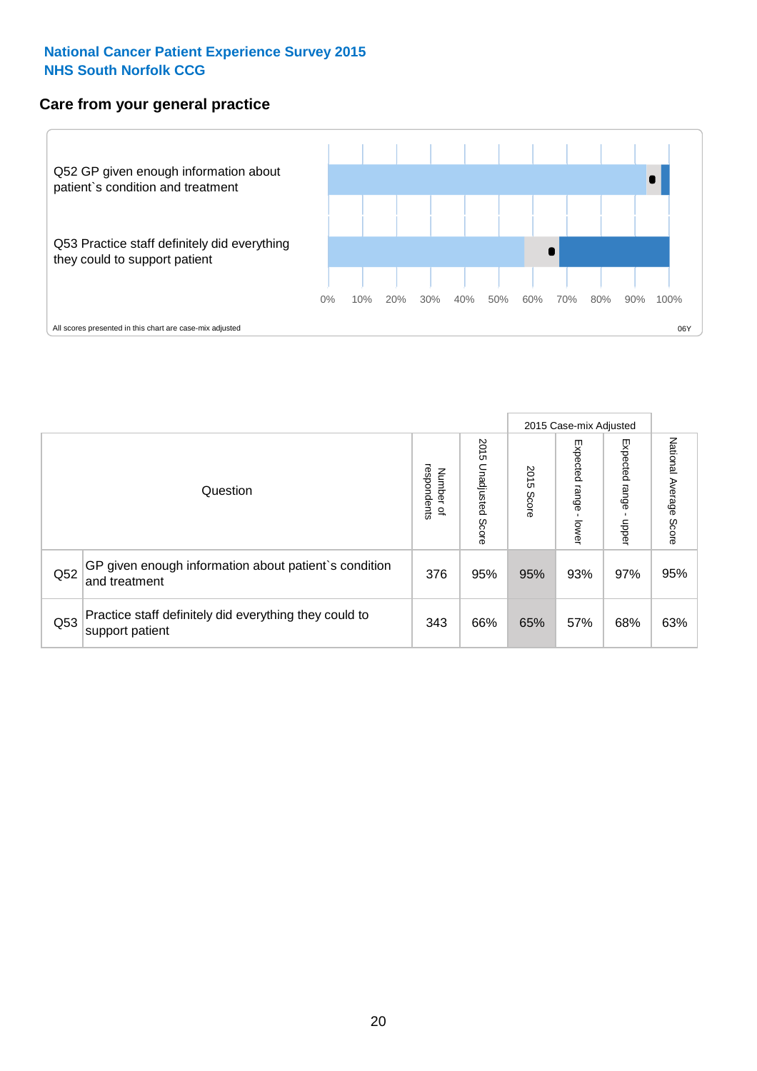National Cancer Patient Experience Survey 2015
NHS South Norfolk CCG

## Care from your general practice

Q52 GP given enough information about patient`s condition and treatment

Q53 Practice staff definitely did everything they could to support patient

0% 10% 20% 30% 40% 50% 60% 70% 80% 90% 100%

All scores presented in this chart are case-mix adjusted

06Y

| Question | | Number of respondents | 2015 Unadjusted Score | 2015 Case-mix Adjusted: 2015 Score | 2015 Case-mix Adjusted: Expected range - lower | 2015 Case-mix Adjusted: Expected range - upper | National Average Score |
|---|---|---|---|---|---|---|---|
| Q52 | GP given enough information about patient`s condition and treatment | 376 | 95% | 95% | 93% | 97% | 95% |
| Q53 | Practice staff definitely did everything they could to support patient | 343 | 66% | 65% | 57% | 68% | 63% |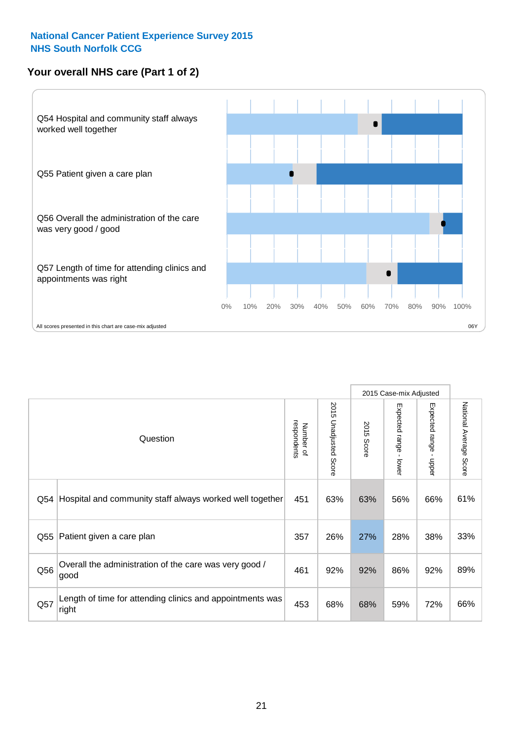National Cancer Patient Experience Survey 2015
NHS South Norfolk CCG

## Your overall NHS care (Part 1 of 2)

Q54 Hospital and community staff always worked well together

Q55 Patient given a care plan

Q56 Overall the administration of the care was very good / good

Q57 Length of time for attending clinics and appointments was right

0% 10% 20% 30% 40% 50% 60% 70% 80% 90% 100%

All scores presented in this chart are case-mix adjusted

06Y

| | Question | Number of respondents | 2015 Unadjusted Score | 2015 Case-mix Adjusted: 2015 Score | 2015 Case-mix Adjusted: Expected range - lower | 2015 Case-mix Adjusted: Expected range - upper | National Average Score |
|---|---|---|---|---|---|---|---|
| Q54 | Hospital and community staff always worked well together | 451 | 63% | 63% | 56% | 66% | 61% |
| Q55 | Patient given a care plan | 357 | 26% | 27% | 28% | 38% | 33% |
| Q56 | Overall the administration of the care was very good / good | 461 | 92% | 92% | 86% | 92% | 89% |
| Q57 | Length of time for attending clinics and appointments was right | 453 | 68% | 68% | 59% | 72% | 66% |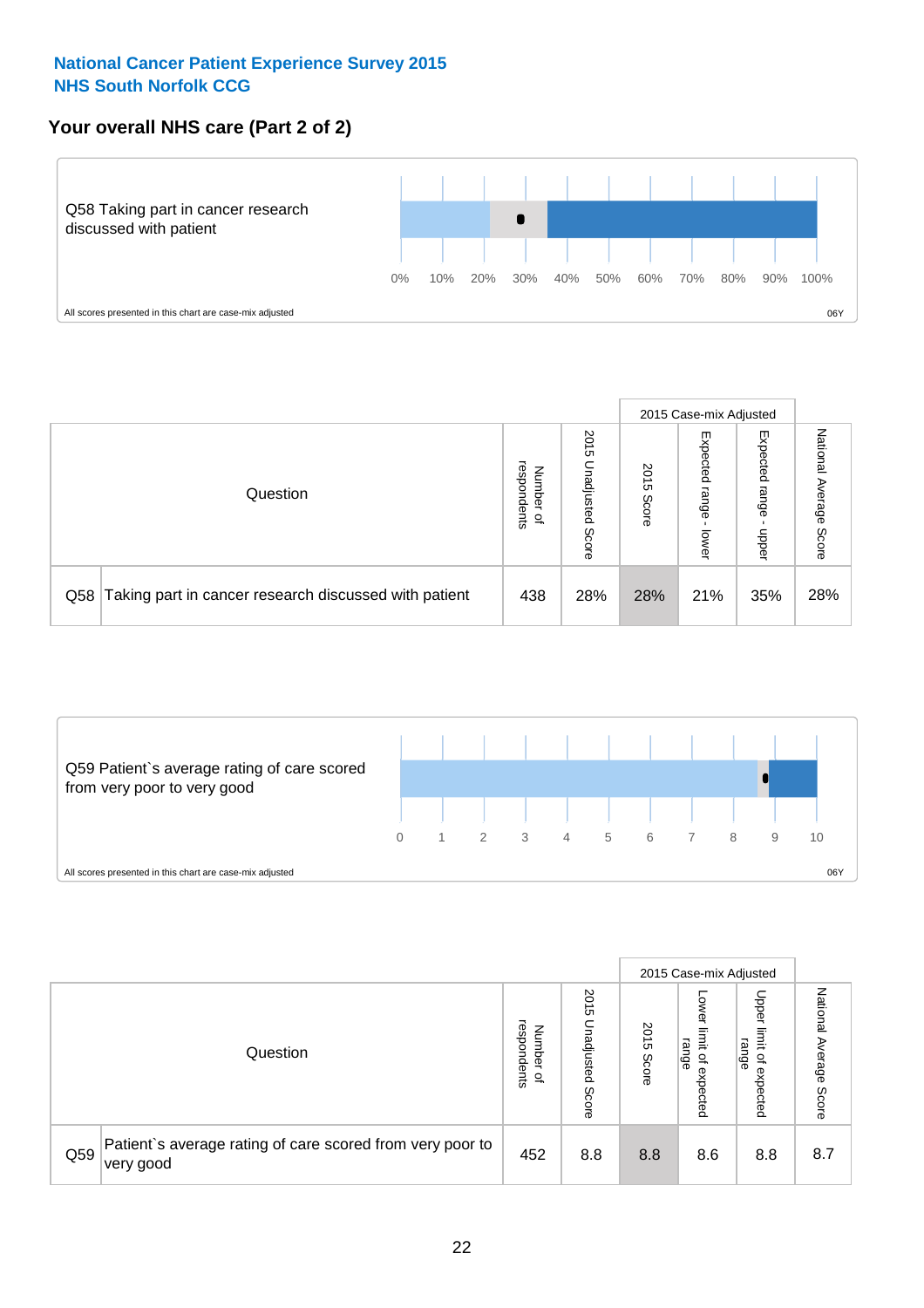National Cancer Patient Experience Survey 2015
NHS South Norfolk CCG

## Your overall NHS care (Part 2 of 2)

Q58 Taking part in cancer research discussed with patient

0% 10% 20% 30% 40% 50% 60% 70% 80% 90% 100%

All scores presented in this chart are case-mix adjusted

06Y

| Question | | Number of respondents | 2015 Unadjusted Score | 2015 Case-mix Adjusted | | | National Average Score |
|---|---|---|---|---|---|---|---|
| | | | | 2015 Score | Expected range - lower | Expected range - upper | |
| Q58 | Taking part in cancer research discussed with patient | 438 | 28% | 28% | 21% | 35% | 28% |

Q59 Patient`s average rating of care scored from very poor to very good

0 1 2 3 4 5 6 7 8 9 10

All scores presented in this chart are case-mix adjusted

06Y

| Question | | Number of respondents | 2015 Unadjusted Score | 2015 Case-mix Adjusted | | | National Average Score |
|---|---|---|---|---|---|---|---|
| | | | | 2015 Score | Lower limit of expected range | Upper limit of expected range | |
| Q59 | Patient`s average rating of care scored from very poor to very good | 452 | 8.8 | 8.8 | 8.6 | 8.8 | 8.7 |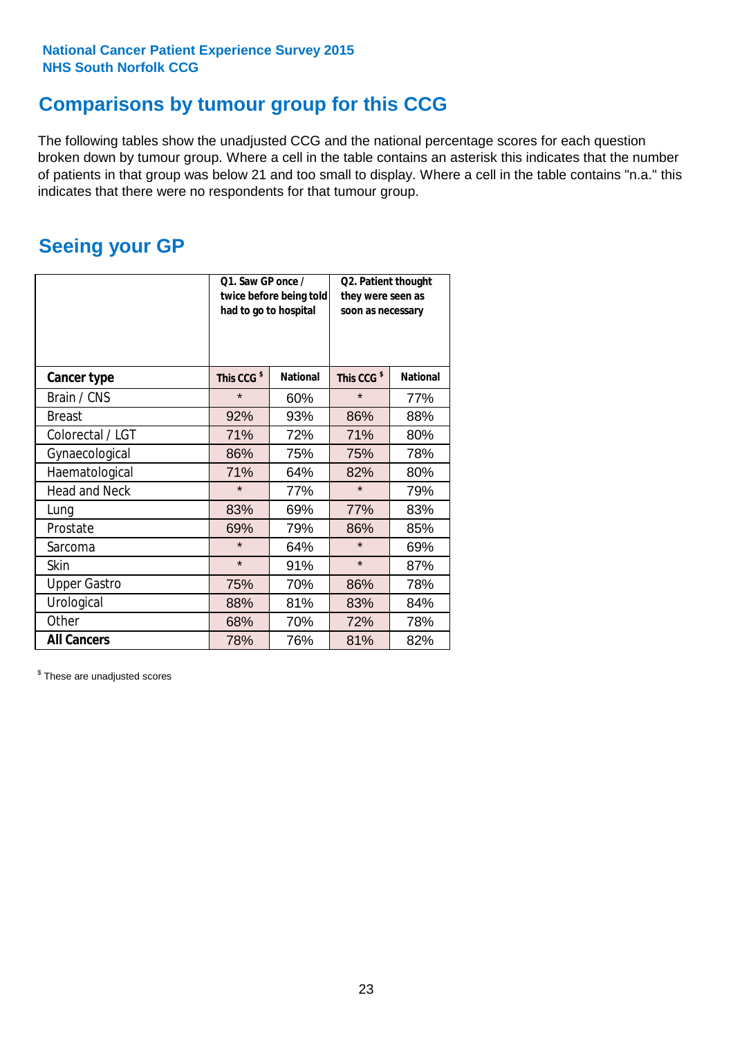## Comparisons by tumour group for this CCG

The following tables show the unadjusted CCG and the national percentage scores for each question broken down by tumour group. Where a cell in the table contains an asterisk this indicates that the number of patients in that group was below 21 and too small to display. Where a cell in the table contains "n.a." this indicates that there were no respondents for that tumour group.

## Seeing your GP

| | Q1. Saw GP once / twice before being told had to go to hospital | | Q2. Patient thought they were seen as soon as necessary | |
|---|---|---|---|---|
| **Cancer type** | This CCG $ | National | This CCG $ | National |
| Brain / CNS | * | 60% | * | 77% |
| Breast | 92% | 93% | 86% | 88% |
| Colorectal / LGT | 71% | 72% | 71% | 80% |
| Gynaecological | 86% | 75% | 75% | 78% |
| Haematological | 71% | 64% | 82% | 80% |
| Head and Neck | * | 77% | * | 79% |
| Lung | 83% | 69% | 77% | 83% |
| Prostate | 69% | 79% | 86% | 85% |
| Sarcoma | * | 64% | * | 69% |
| Skin | * | 91% | * | 87% |
| Upper Gastro | 75% | 70% | 86% | 78% |
| Urological | 88% | 81% | 83% | 84% |
| Other | 68% | 70% | 72% | 78% |
| **All Cancers** | 78% | 76% | 81% | 82% |

$ These are unadjusted scores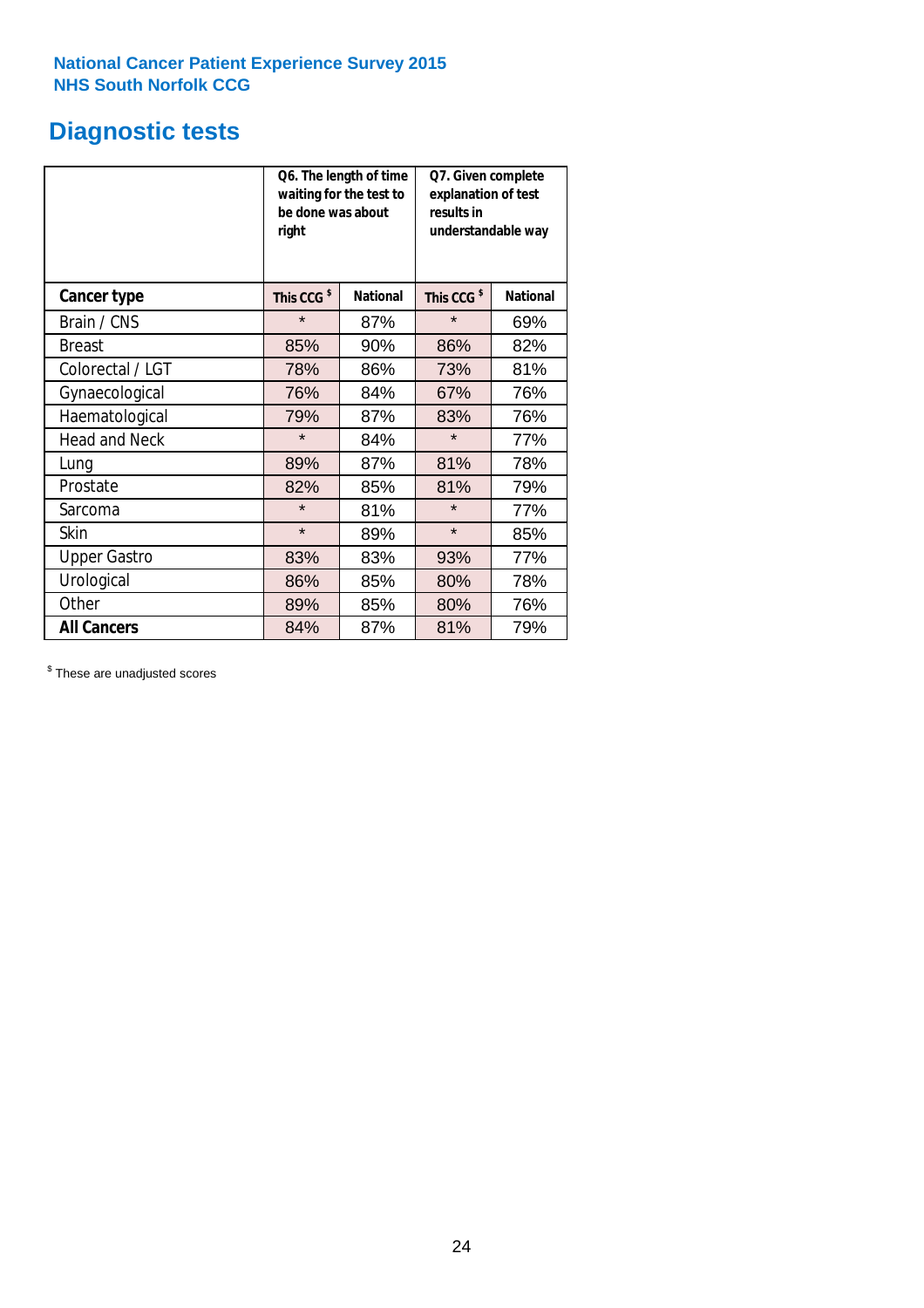National Cancer Patient Experience Survey 2015
NHS South Norfolk CCG

# Diagnostic tests

| | Q6. The length of time waiting for the test to be done was about right | | Q7. Given complete explanation of test results in understandable way | |
|---|---|---|---|---|
| **Cancer type** | **This CCG $** | **National** | **This CCG $** | **National** |
| Brain / CNS | * | 87% | * | 69% |
| Breast | 85% | 90% | 86% | 82% |
| Colorectal / LGT | 78% | 86% | 73% | 81% |
| Gynaecological | 76% | 84% | 67% | 76% |
| Haematological | 79% | 87% | 83% | 76% |
| Head and Neck | * | 84% | * | 77% |
| Lung | 89% | 87% | 81% | 78% |
| Prostate | 82% | 85% | 81% | 79% |
| Sarcoma | * | 81% | * | 77% |
| Skin | * | 89% | * | 85% |
| Upper Gastro | 83% | 83% | 93% | 77% |
| Urological | 86% | 85% | 80% | 78% |
| Other | 89% | 85% | 80% | 76% |
| **All Cancers** | 84% | 87% | 81% | 79% |

$ These are unadjusted scores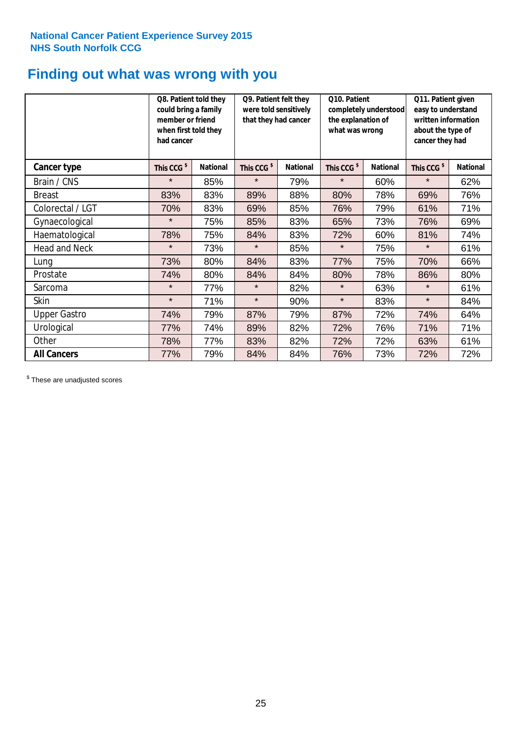**National Cancer Patient Experience Survey 2015**
**NHS South Norfolk CCG**

# Finding out what was wrong with you

| | Q8. Patient told they could bring a family member or friend when first told they had cancer | | Q9. Patient felt they were told sensitively that they had cancer | | Q10. Patient completely understood the explanation of what was wrong | | Q11. Patient given easy to understand written information about the type of cancer they had | |
|---|---|---|---|---|---|---|---|---|
| **Cancer type** | **This CCG $** | **National** | **This CCG $** | **National** | **This CCG $** | **National** | **This CCG $** | **National** |
| Brain / CNS | * | 85% | * | 79% | * | 60% | * | 62% |
| Breast | 83% | 83% | 89% | 88% | 80% | 78% | 69% | 76% |
| Colorectal / LGT | 70% | 83% | 69% | 85% | 76% | 79% | 61% | 71% |
| Gynaecological | * | 75% | 85% | 83% | 65% | 73% | 76% | 69% |
| Haematological | 78% | 75% | 84% | 83% | 72% | 60% | 81% | 74% |
| Head and Neck | * | 73% | * | 85% | * | 75% | * | 61% |
| Lung | 73% | 80% | 84% | 83% | 77% | 75% | 70% | 66% |
| Prostate | 74% | 80% | 84% | 84% | 80% | 78% | 86% | 80% |
| Sarcoma | * | 77% | * | 82% | * | 63% | * | 61% |
| Skin | * | 71% | * | 90% | * | 83% | * | 84% |
| Upper Gastro | 74% | 79% | 87% | 79% | 87% | 72% | 74% | 64% |
| Urological | 77% | 74% | 89% | 82% | 72% | 76% | 71% | 71% |
| Other | 78% | 77% | 83% | 82% | 72% | 72% | 63% | 61% |
| **All Cancers** | 77% | 79% | 84% | 84% | 76% | 73% | 72% | 72% |

$ These are unadjusted scores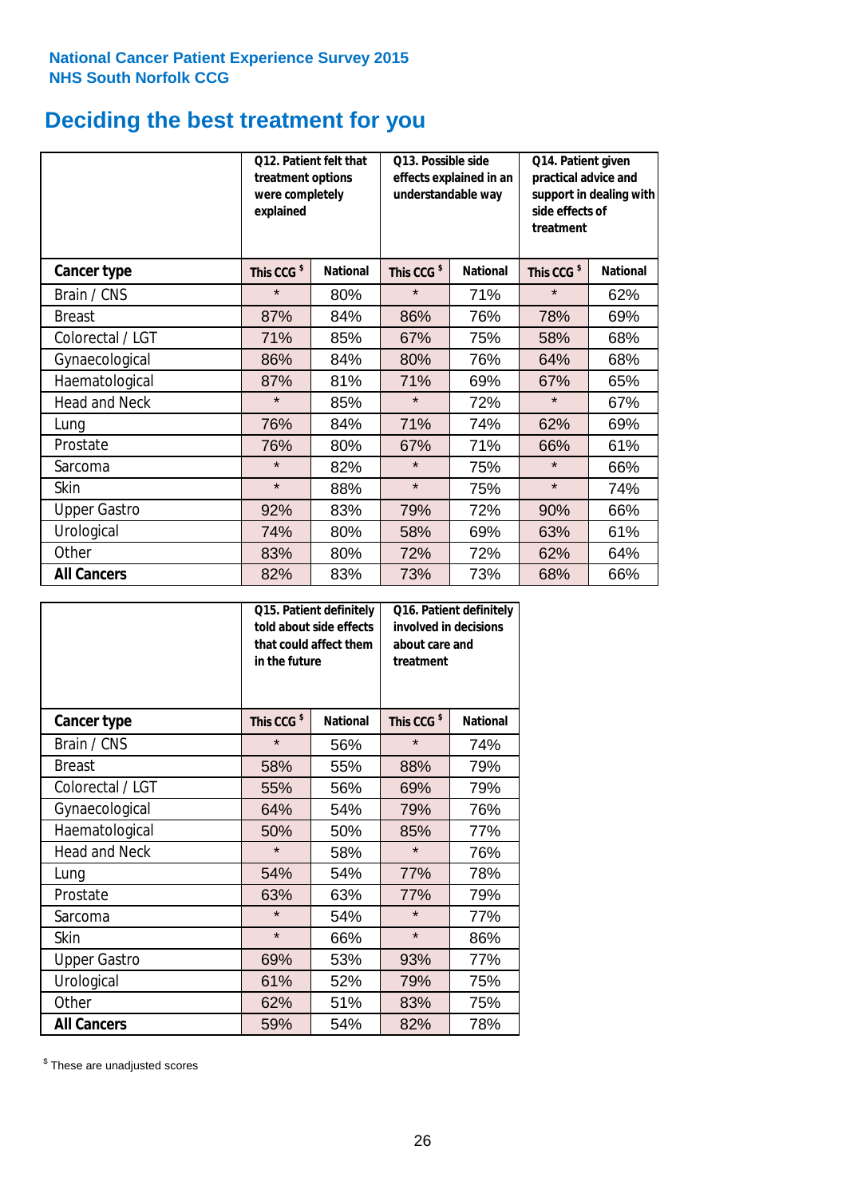National Cancer Patient Experience Survey 2015
NHS South Norfolk CCG

# Deciding the best treatment for you

| | Q12. Patient felt that treatment options were completely explained | | Q13. Possible side effects explained in an understandable way | | Q14. Patient given practical advice and support in dealing with side effects of treatment | |
|---|---|---|---|---|---|---|
| **Cancer type** | **This CCG $** | **National** | **This CCG $** | **National** | **This CCG $** | **National** |
| Brain / CNS | * | 80% | * | 71% | * | 62% |
| Breast | 87% | 84% | 86% | 76% | 78% | 69% |
| Colorectal / LGT | 71% | 85% | 67% | 75% | 58% | 68% |
| Gynaecological | 86% | 84% | 80% | 76% | 64% | 68% |
| Haematological | 87% | 81% | 71% | 69% | 67% | 65% |
| Head and Neck | * | 85% | * | 72% | * | 67% |
| Lung | 76% | 84% | 71% | 74% | 62% | 69% |
| Prostate | 76% | 80% | 67% | 71% | 66% | 61% |
| Sarcoma | * | 82% | * | 75% | * | 66% |
| Skin | * | 88% | * | 75% | * | 74% |
| Upper Gastro | 92% | 83% | 79% | 72% | 90% | 66% |
| Urological | 74% | 80% | 58% | 69% | 63% | 61% |
| Other | 83% | 80% | 72% | 72% | 62% | 64% |
| **All Cancers** | 82% | 83% | 73% | 73% | 68% | 66% |

| | Q15. Patient definitely told about side effects that could affect them in the future | | Q16. Patient definitely involved in decisions about care and treatment | |
|---|---|---|---|---|
| **Cancer type** | **This CCG $** | **National** | **This CCG $** | **National** |
| Brain / CNS | * | 56% | * | 74% |
| Breast | 58% | 55% | 88% | 79% |
| Colorectal / LGT | 55% | 56% | 69% | 79% |
| Gynaecological | 64% | 54% | 79% | 76% |
| Haematological | 50% | 50% | 85% | 77% |
| Head and Neck | * | 58% | * | 76% |
| Lung | 54% | 54% | 77% | 78% |
| Prostate | 63% | 63% | 77% | 79% |
| Sarcoma | * | 54% | * | 77% |
| Skin | * | 66% | * | 86% |
| Upper Gastro | 69% | 53% | 93% | 77% |
| Urological | 61% | 52% | 79% | 75% |
| Other | 62% | 51% | 83% | 75% |
| **All Cancers** | 59% | 54% | 82% | 78% |

$ These are unadjusted scores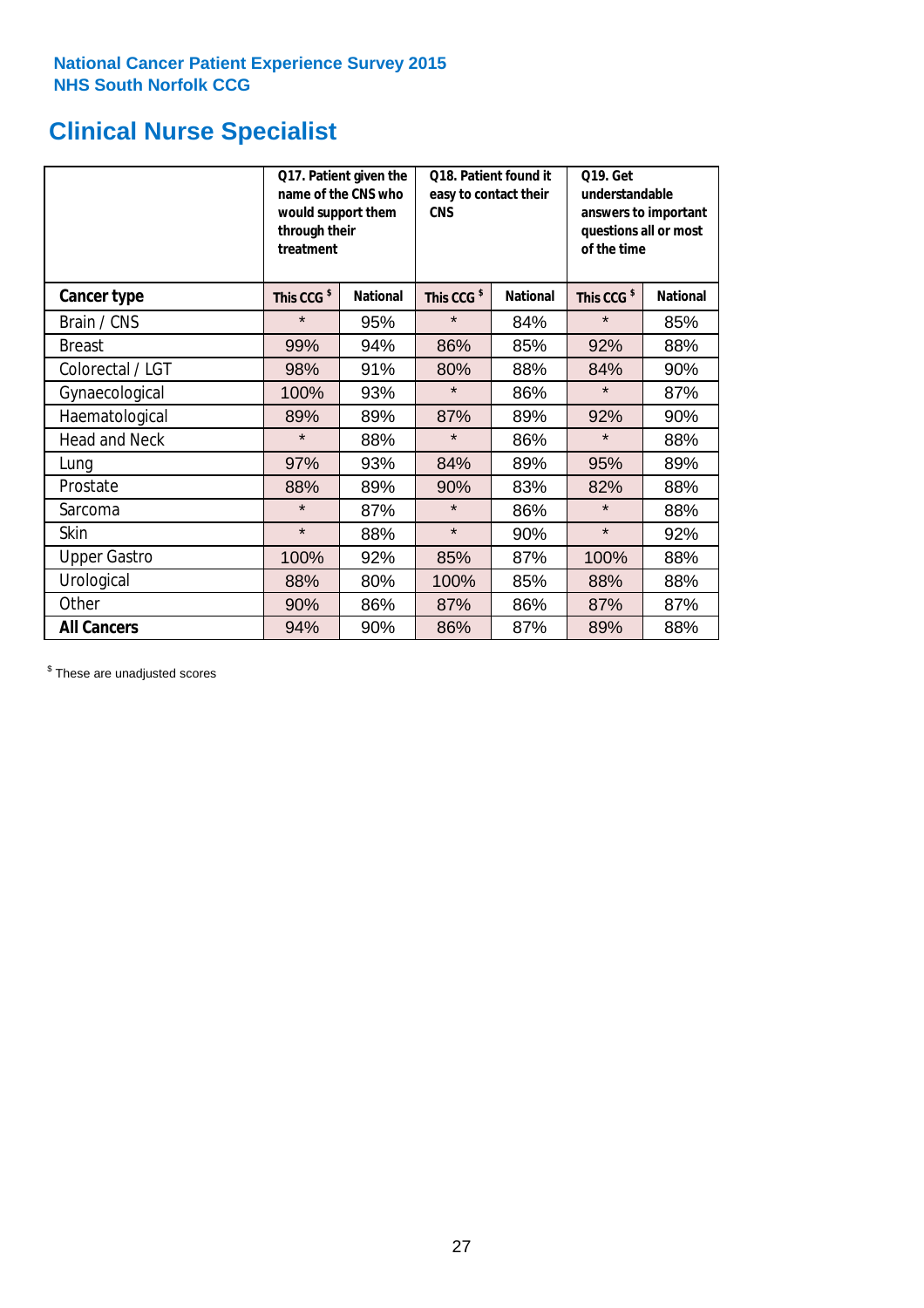National Cancer Patient Experience Survey 2015
NHS South Norfolk CCG

# Clinical Nurse Specialist

| | Q17. Patient given the name of the CNS who would support them through their treatment | | Q18. Patient found it easy to contact their CNS | | Q19. Get understandable answers to important questions all or most of the time | |
|---|---|---|---|---|---|---|
| **Cancer type** | **This CCG $** | **National** | **This CCG $** | **National** | **This CCG $** | **National** |
| Brain / CNS | * | 95% | * | 84% | * | 85% |
| Breast | 99% | 94% | 86% | 85% | 92% | 88% |
| Colorectal / LGT | 98% | 91% | 80% | 88% | 84% | 90% |
| Gynaecological | 100% | 93% | * | 86% | * | 87% |
| Haematological | 89% | 89% | 87% | 89% | 92% | 90% |
| Head and Neck | * | 88% | * | 86% | * | 88% |
| Lung | 97% | 93% | 84% | 89% | 95% | 89% |
| Prostate | 88% | 89% | 90% | 83% | 82% | 88% |
| Sarcoma | * | 87% | * | 86% | * | 88% |
| Skin | * | 88% | * | 90% | * | 92% |
| Upper Gastro | 100% | 92% | 85% | 87% | 100% | 88% |
| Urological | 88% | 80% | 100% | 85% | 88% | 88% |
| Other | 90% | 86% | 87% | 86% | 87% | 87% |
| **All Cancers** | 94% | 90% | 86% | 87% | 89% | 88% |

$ These are unadjusted scores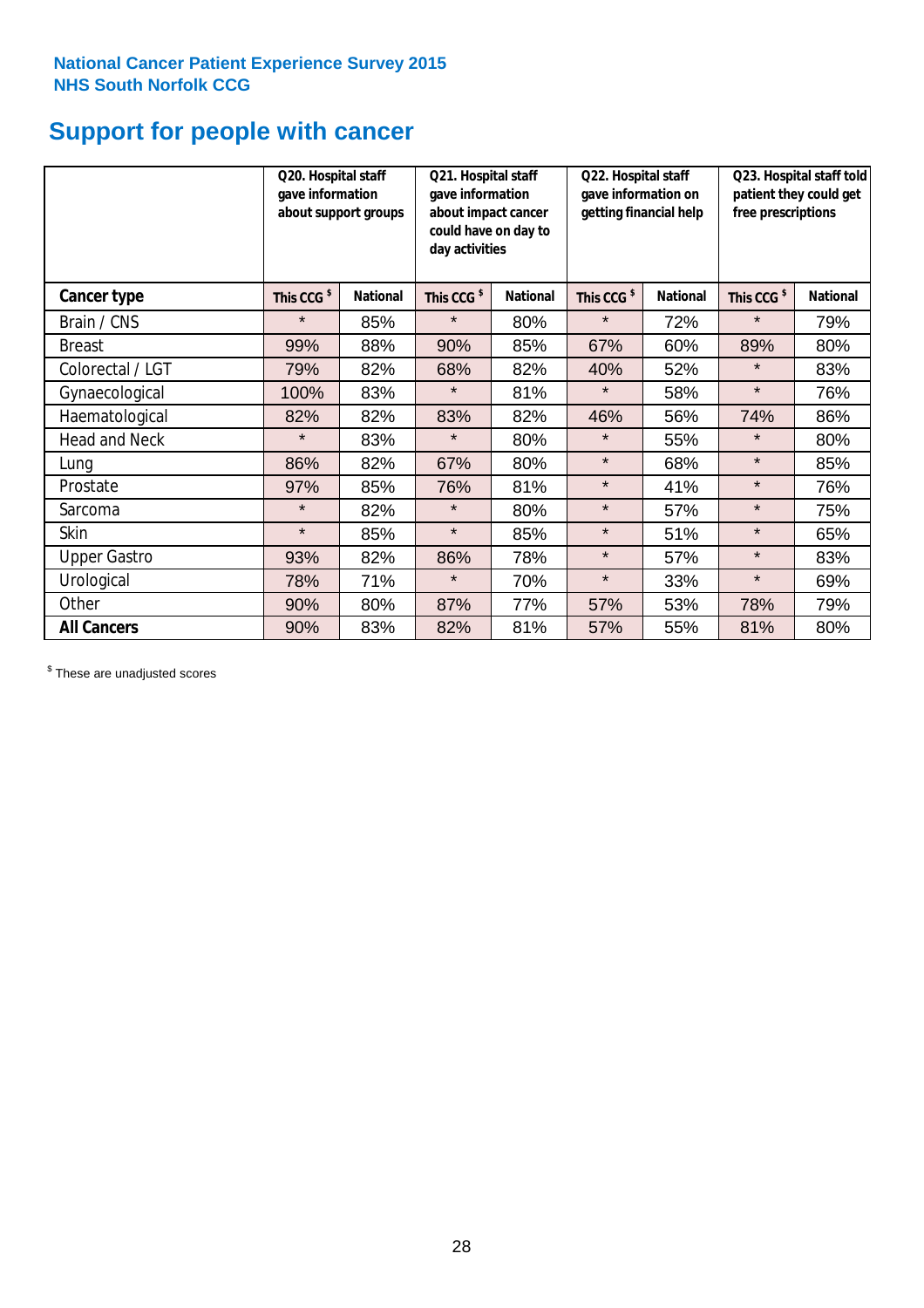National Cancer Patient Experience Survey 2015
NHS South Norfolk CCG

# Support for people with cancer

| | Q20. Hospital staff gave information about support groups | | Q21. Hospital staff gave information about impact cancer could have on day to day activities | | Q22. Hospital staff gave information on getting financial help | | Q23. Hospital staff told patient they could get free prescriptions | |
|---|---|---|---|---|---|---|---|---|
| **Cancer type** | **This CCG $** | **National** | **This CCG $** | **National** | **This CCG $** | **National** | **This CCG $** | **National** |
| Brain / CNS | * | 85% | * | 80% | * | 72% | * | 79% |
| Breast | 99% | 88% | 90% | 85% | 67% | 60% | 89% | 80% |
| Colorectal / LGT | 79% | 82% | 68% | 82% | 40% | 52% | * | 83% |
| Gynaecological | 100% | 83% | * | 81% | * | 58% | * | 76% |
| Haematological | 82% | 82% | 83% | 82% | 46% | 56% | 74% | 86% |
| Head and Neck | * | 83% | * | 80% | * | 55% | * | 80% |
| Lung | 86% | 82% | 67% | 80% | * | 68% | * | 85% |
| Prostate | 97% | 85% | 76% | 81% | * | 41% | * | 76% |
| Sarcoma | * | 82% | * | 80% | * | 57% | * | 75% |
| Skin | * | 85% | * | 85% | * | 51% | * | 65% |
| Upper Gastro | 93% | 82% | 86% | 78% | * | 57% | * | 83% |
| Urological | 78% | 71% | * | 70% | * | 33% | * | 69% |
| Other | 90% | 80% | 87% | 77% | 57% | 53% | 78% | 79% |
| **All Cancers** | 90% | 83% | 82% | 81% | 57% | 55% | 81% | 80% |

$ These are unadjusted scores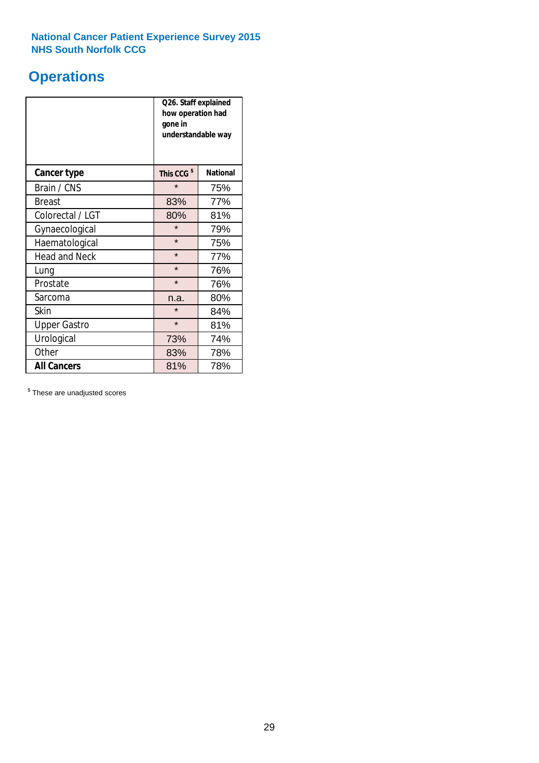**National Cancer Patient Experience Survey 2015**
**NHS South Norfolk CCG**

# Operations

| | Q26. Staff explained how operation had gone in understandable way | |
|---|---|---|
| **Cancer type** | **This CCG $** | **National** |
| Brain / CNS | * | 75% |
| Breast | 83% | 77% |
| Colorectal / LGT | 80% | 81% |
| Gynaecological | * | 79% |
| Haematological | * | 75% |
| Head and Neck | * | 77% |
| Lung | * | 76% |
| Prostate | * | 76% |
| Sarcoma | n.a. | 80% |
| Skin | * | 84% |
| Upper Gastro | * | 81% |
| Urological | 73% | 74% |
| Other | 83% | 78% |
| **All Cancers** | 81% | 78% |

$ These are unadjusted scores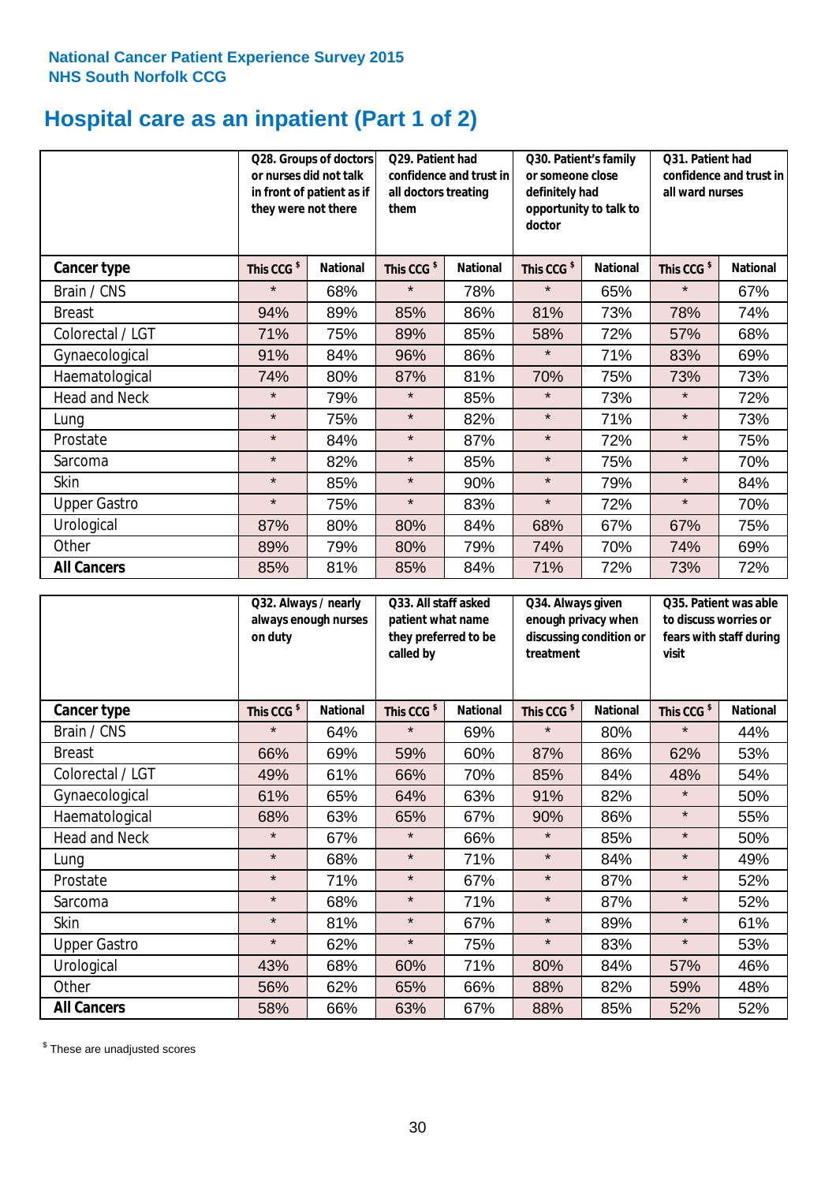National Cancer Patient Experience Survey 2015
NHS South Norfolk CCG

# Hospital care as an inpatient (Part 1 of 2)

| | Q28. Groups of doctors or nurses did not talk in front of patient as if they were not there | | Q29. Patient had confidence and trust in all doctors treating them | | Q30. Patient's family or someone close definitely had opportunity to talk to doctor | | Q31. Patient had confidence and trust in all ward nurses | |
|---|---|---|---|---|---|---|---|---|
| **Cancer type** | This CCG $ | National | This CCG $ | National | This CCG $ | National | This CCG $ | National |
| Brain / CNS | * | 68% | * | 78% | * | 65% | * | 67% |
| Breast | 94% | 89% | 85% | 86% | 81% | 73% | 78% | 74% |
| Colorectal / LGT | 71% | 75% | 89% | 85% | 58% | 72% | 57% | 68% |
| Gynaecological | 91% | 84% | 96% | 86% | * | 71% | 83% | 69% |
| Haematological | 74% | 80% | 87% | 81% | 70% | 75% | 73% | 73% |
| Head and Neck | * | 79% | * | 85% | * | 73% | * | 72% |
| Lung | * | 75% | * | 82% | * | 71% | * | 73% |
| Prostate | * | 84% | * | 87% | * | 72% | * | 75% |
| Sarcoma | * | 82% | * | 85% | * | 75% | * | 70% |
| Skin | * | 85% | * | 90% | * | 79% | * | 84% |
| Upper Gastro | * | 75% | * | 83% | * | 72% | * | 70% |
| Urological | 87% | 80% | 80% | 84% | 68% | 67% | 67% | 75% |
| Other | 89% | 79% | 80% | 79% | 74% | 70% | 74% | 69% |
| **All Cancers** | 85% | 81% | 85% | 84% | 71% | 72% | 73% | 72% |

| | Q32. Always / nearly always enough nurses on duty | | Q33. All staff asked patient what name they preferred to be called by | | Q34. Always given enough privacy when discussing condition or treatment | | Q35. Patient was able to discuss worries or fears with staff during visit | |
|---|---|---|---|---|---|---|---|---|
| **Cancer type** | This CCG $ | National | This CCG $ | National | This CCG $ | National | This CCG $ | National |
| Brain / CNS | * | 64% | * | 69% | * | 80% | * | 44% |
| Breast | 66% | 69% | 59% | 60% | 87% | 86% | 62% | 53% |
| Colorectal / LGT | 49% | 61% | 66% | 70% | 85% | 84% | 48% | 54% |
| Gynaecological | 61% | 65% | 64% | 63% | 91% | 82% | * | 50% |
| Haematological | 68% | 63% | 65% | 67% | 90% | 86% | * | 55% |
| Head and Neck | * | 67% | * | 66% | * | 85% | * | 50% |
| Lung | * | 68% | * | 71% | * | 84% | * | 49% |
| Prostate | * | 71% | * | 67% | * | 87% | * | 52% |
| Sarcoma | * | 68% | * | 71% | * | 87% | * | 52% |
| Skin | * | 81% | * | 67% | * | 89% | * | 61% |
| Upper Gastro | * | 62% | * | 75% | * | 83% | * | 53% |
| Urological | 43% | 68% | 60% | 71% | 80% | 84% | 57% | 46% |
| Other | 56% | 62% | 65% | 66% | 88% | 82% | 59% | 48% |
| **All Cancers** | 58% | 66% | 63% | 67% | 88% | 85% | 52% | 52% |

$ These are unadjusted scores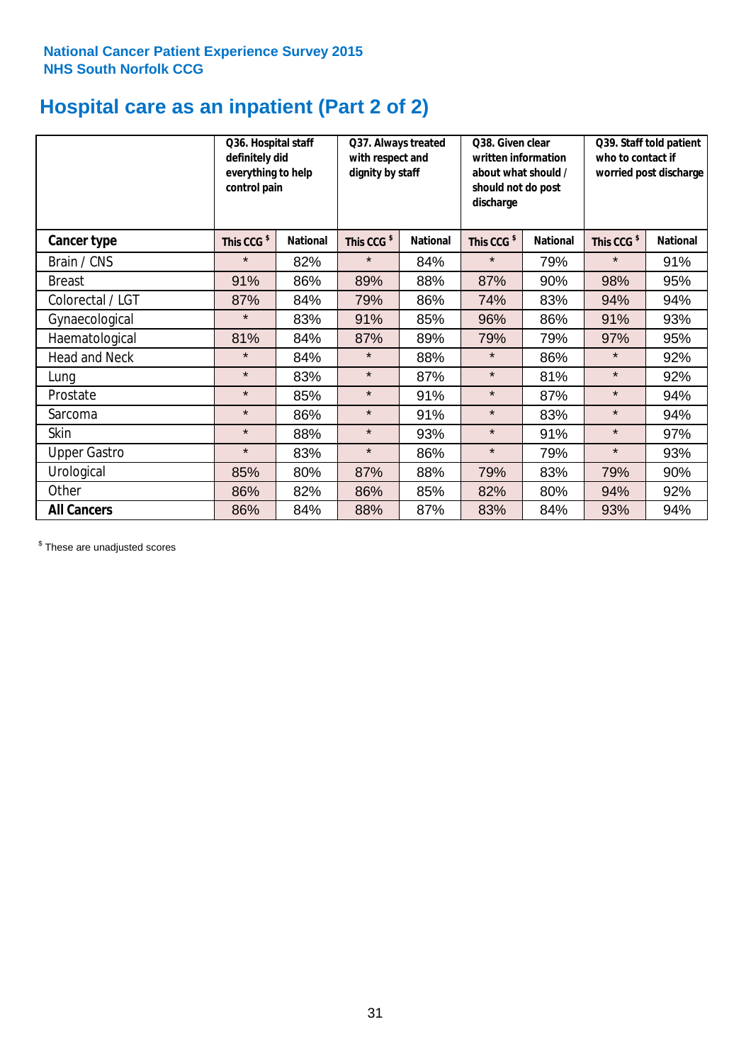**National Cancer Patient Experience Survey 2015**
**NHS South Norfolk CCG**

# Hospital care as an inpatient (Part 2 of 2)

| | Q36. Hospital staff definitely did everything to help control pain | | Q37. Always treated with respect and dignity by staff | | Q38. Given clear written information about what should / should not do post discharge | | Q39. Staff told patient who to contact if worried post discharge | |
|---|---|---|---|---|---|---|---|---|
| **Cancer type** | **This CCG $** | **National** | **This CCG $** | **National** | **This CCG $** | **National** | **This CCG $** | **National** |
| Brain / CNS | * | 82% | * | 84% | * | 79% | * | 91% |
| Breast | 91% | 86% | 89% | 88% | 87% | 90% | 98% | 95% |
| Colorectal / LGT | 87% | 84% | 79% | 86% | 74% | 83% | 94% | 94% |
| Gynaecological | * | 83% | 91% | 85% | 96% | 86% | 91% | 93% |
| Haematological | 81% | 84% | 87% | 89% | 79% | 79% | 97% | 95% |
| Head and Neck | * | 84% | * | 88% | * | 86% | * | 92% |
| Lung | * | 83% | * | 87% | * | 81% | * | 92% |
| Prostate | * | 85% | * | 91% | * | 87% | * | 94% |
| Sarcoma | * | 86% | * | 91% | * | 83% | * | 94% |
| Skin | * | 88% | * | 93% | * | 91% | * | 97% |
| Upper Gastro | * | 83% | * | 86% | * | 79% | * | 93% |
| Urological | 85% | 80% | 87% | 88% | 79% | 83% | 79% | 90% |
| Other | 86% | 82% | 86% | 85% | 82% | 80% | 94% | 92% |
| **All Cancers** | 86% | 84% | 88% | 87% | 83% | 84% | 93% | 94% |

$ These are unadjusted scores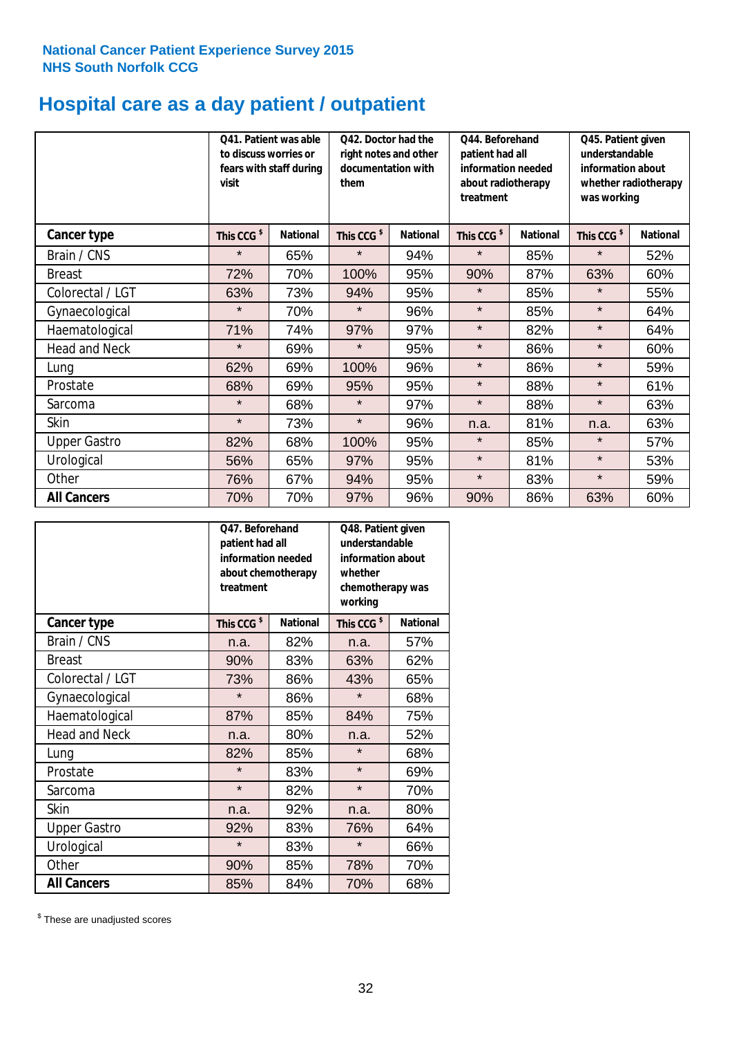National Cancer Patient Experience Survey 2015
NHS South Norfolk CCG

# Hospital care as a day patient / outpatient

| | Q41. Patient was able to discuss worries or fears with staff during visit | | Q42. Doctor had the right notes and other documentation with them | | Q44. Beforehand patient had all information needed about radiotherapy treatment | | Q45. Patient given understandable information about whether radiotherapy was working | |
|---|---|---|---|---|---|---|---|---|
| **Cancer type** | **This CCG $** | **National** | **This CCG $** | **National** | **This CCG $** | **National** | **This CCG $** | **National** |
| Brain / CNS | * | 65% | * | 94% | * | 85% | * | 52% |
| Breast | 72% | 70% | 100% | 95% | 90% | 87% | 63% | 60% |
| Colorectal / LGT | 63% | 73% | 94% | 95% | * | 85% | * | 55% |
| Gynaecological | * | 70% | * | 96% | * | 85% | * | 64% |
| Haematological | 71% | 74% | 97% | 97% | * | 82% | * | 64% |
| Head and Neck | * | 69% | * | 95% | * | 86% | * | 60% |
| Lung | 62% | 69% | 100% | 96% | * | 86% | * | 59% |
| Prostate | 68% | 69% | 95% | 95% | * | 88% | * | 61% |
| Sarcoma | * | 68% | * | 97% | * | 88% | * | 63% |
| Skin | * | 73% | * | 96% | n.a. | 81% | n.a. | 63% |
| Upper Gastro | 82% | 68% | 100% | 95% | * | 85% | * | 57% |
| Urological | 56% | 65% | 97% | 95% | * | 81% | * | 53% |
| Other | 76% | 67% | 94% | 95% | * | 83% | * | 59% |
| **All Cancers** | 70% | 70% | 97% | 96% | 90% | 86% | 63% | 60% |

| | Q47. Beforehand patient had all information needed about chemotherapy treatment | | Q48. Patient given understandable information about whether chemotherapy was working | |
|---|---|---|---|---|
| **Cancer type** | **This CCG $** | **National** | **This CCG $** | **National** |
| Brain / CNS | n.a. | 82% | n.a. | 57% |
| Breast | 90% | 83% | 63% | 62% |
| Colorectal / LGT | 73% | 86% | 43% | 65% |
| Gynaecological | * | 86% | * | 68% |
| Haematological | 87% | 85% | 84% | 75% |
| Head and Neck | n.a. | 80% | n.a. | 52% |
| Lung | 82% | 85% | * | 68% |
| Prostate | * | 83% | * | 69% |
| Sarcoma | * | 82% | * | 70% |
| Skin | n.a. | 92% | n.a. | 80% |
| Upper Gastro | 92% | 83% | 76% | 64% |
| Urological | * | 83% | * | 66% |
| Other | 90% | 85% | 78% | 70% |
| **All Cancers** | 85% | 84% | 70% | 68% |

$ These are unadjusted scores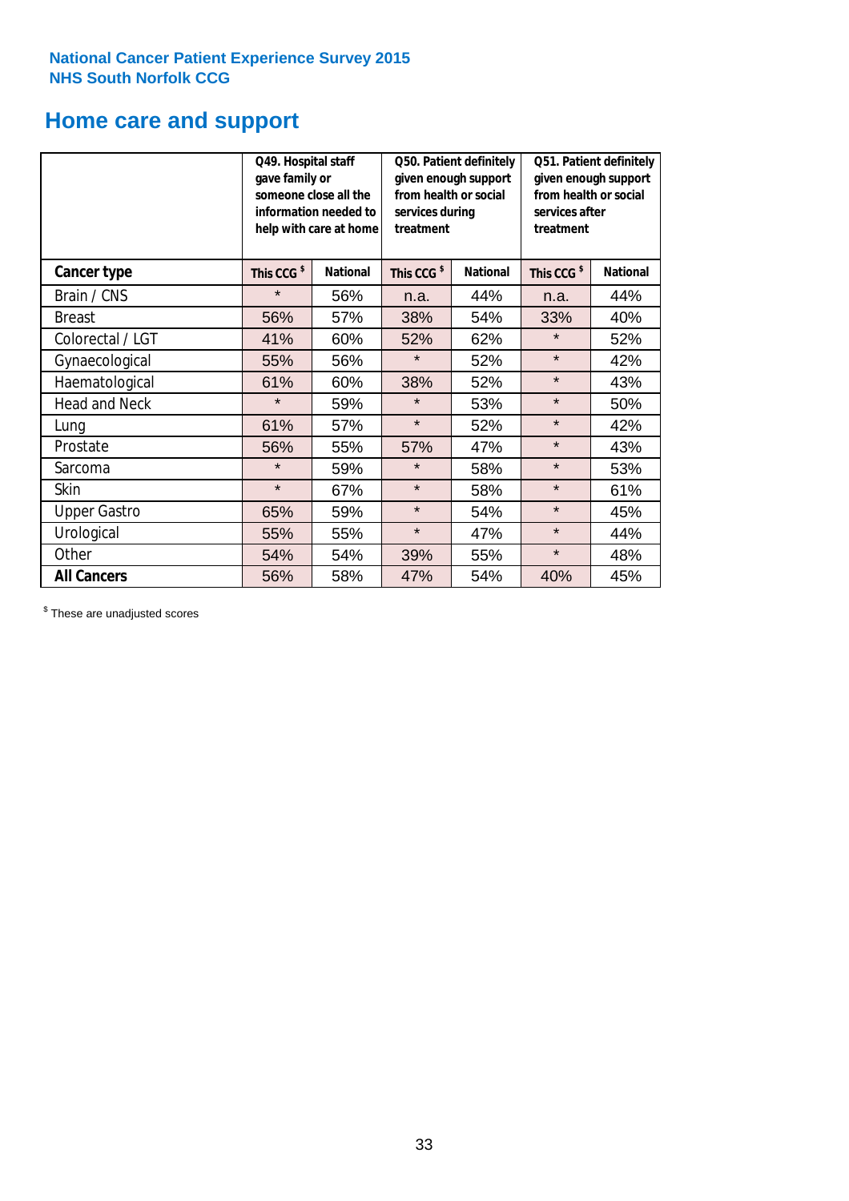**National Cancer Patient Experience Survey 2015**
**NHS South Norfolk CCG**

# Home care and support

| | Q49. Hospital staff gave family or someone close all the information needed to help with care at home | | Q50. Patient definitely given enough support from health or social services during treatment | | Q51. Patient definitely given enough support from health or social services after treatment | |
|---|---|---|---|---|---|---|
| **Cancer type** | **This CCG $** | **National** | **This CCG $** | **National** | **This CCG $** | **National** |
| Brain / CNS | * | 56% | n.a. | 44% | n.a. | 44% |
| Breast | 56% | 57% | 38% | 54% | 33% | 40% |
| Colorectal / LGT | 41% | 60% | 52% | 62% | * | 52% |
| Gynaecological | 55% | 56% | * | 52% | * | 42% |
| Haematological | 61% | 60% | 38% | 52% | * | 43% |
| Head and Neck | * | 59% | * | 53% | * | 50% |
| Lung | 61% | 57% | * | 52% | * | 42% |
| Prostate | 56% | 55% | 57% | 47% | * | 43% |
| Sarcoma | * | 59% | * | 58% | * | 53% |
| Skin | * | 67% | * | 58% | * | 61% |
| Upper Gastro | 65% | 59% | * | 54% | * | 45% |
| Urological | 55% | 55% | * | 47% | * | 44% |
| Other | 54% | 54% | 39% | 55% | * | 48% |
| **All Cancers** | 56% | 58% | 47% | 54% | 40% | 45% |

$ These are unadjusted scores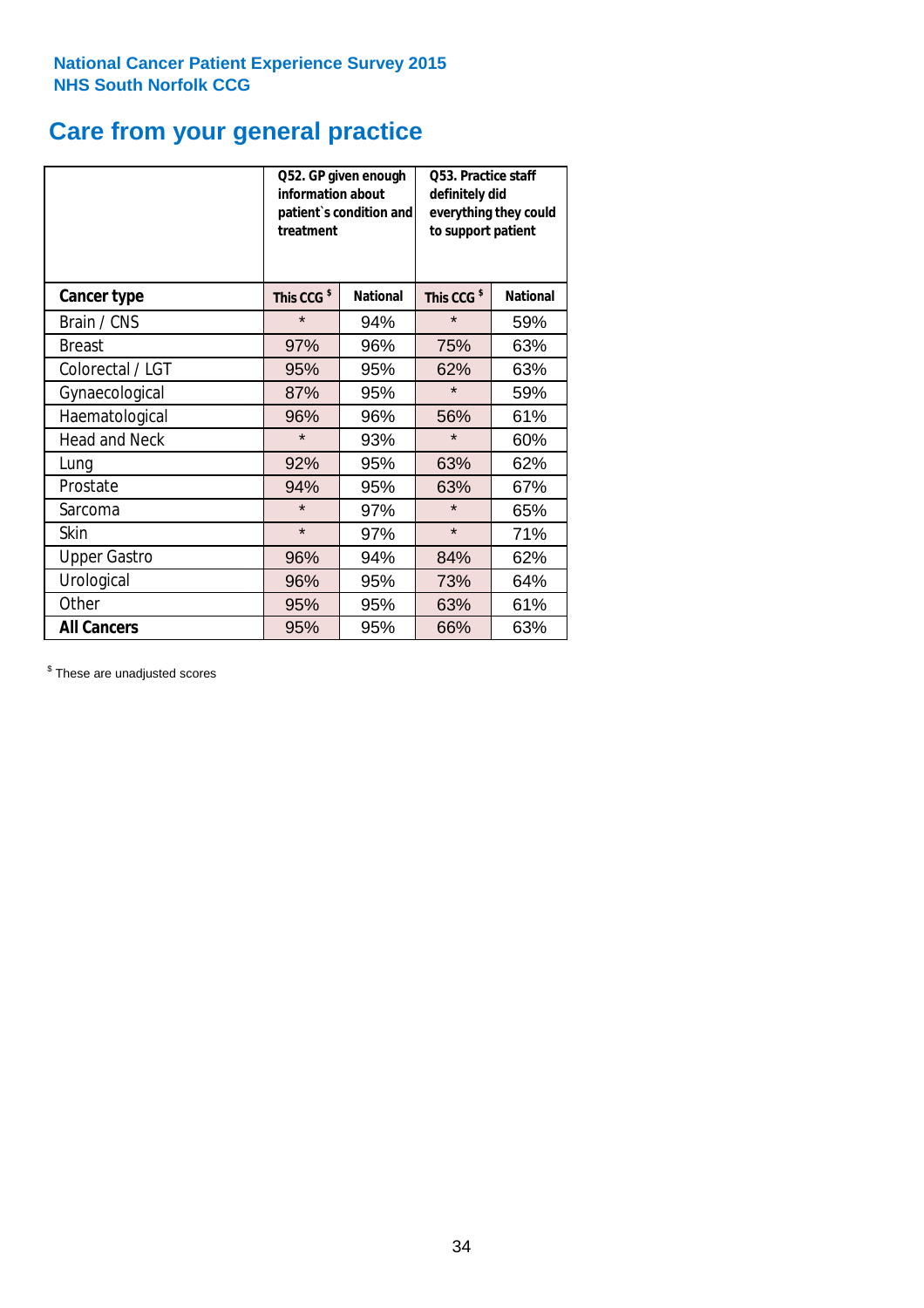National Cancer Patient Experience Survey 2015
NHS South Norfolk CCG

# Care from your general practice

| | Q52. GP given enough information about patient`s condition and treatment | | Q53. Practice staff definitely did everything they could to support patient | |
|---|---|---|---|---|
| **Cancer type** | **This CCG $** | **National** | **This CCG $** | **National** |
| Brain / CNS | * | 94% | * | 59% |
| Breast | 97% | 96% | 75% | 63% |
| Colorectal / LGT | 95% | 95% | 62% | 63% |
| Gynaecological | 87% | 95% | * | 59% |
| Haematological | 96% | 96% | 56% | 61% |
| Head and Neck | * | 93% | * | 60% |
| Lung | 92% | 95% | 63% | 62% |
| Prostate | 94% | 95% | 63% | 67% |
| Sarcoma | * | 97% | * | 65% |
| Skin | * | 97% | * | 71% |
| Upper Gastro | 96% | 94% | 84% | 62% |
| Urological | 96% | 95% | 73% | 64% |
| Other | 95% | 95% | 63% | 61% |
| **All Cancers** | 95% | 95% | 66% | 63% |

$ These are unadjusted scores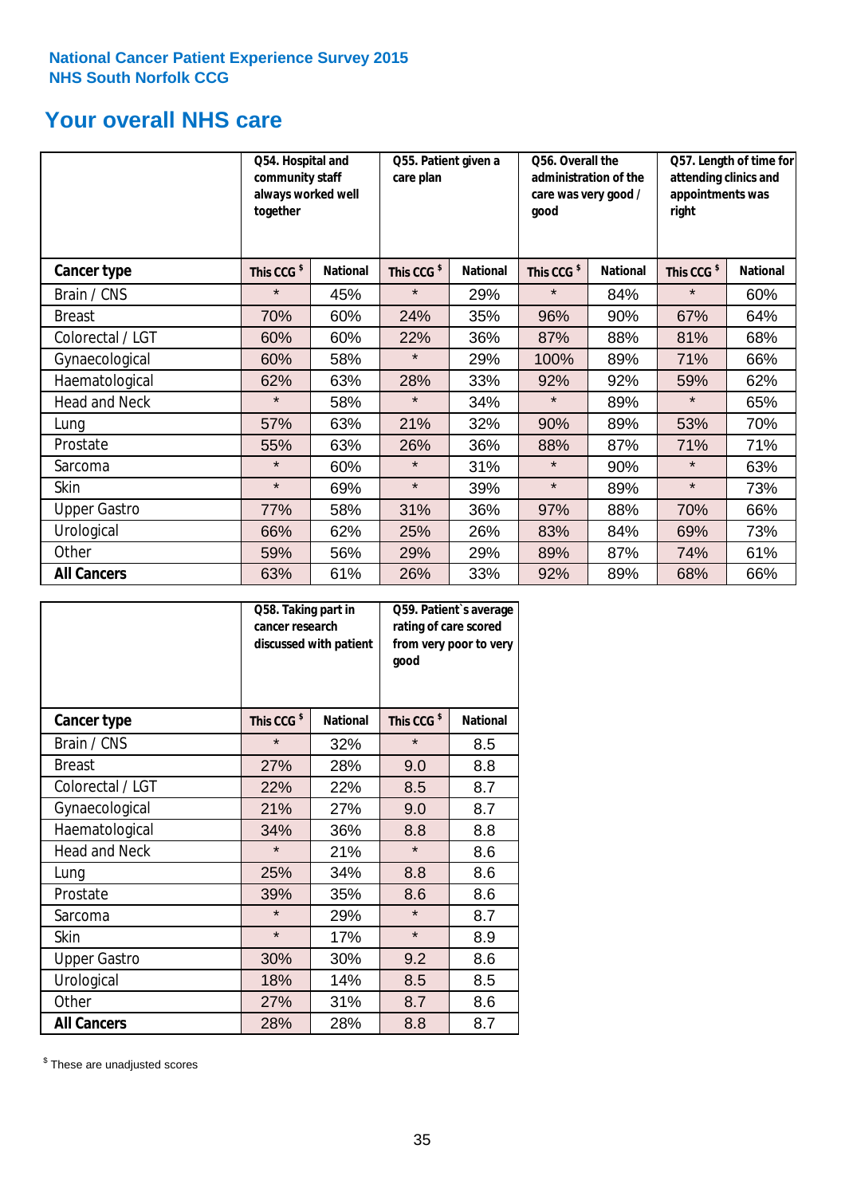National Cancer Patient Experience Survey 2015
NHS South Norfolk CCG

## Your overall NHS care

| | Q54. Hospital and community staff always worked well together | | Q55. Patient given a care plan | | Q56. Overall the administration of the care was very good / good | | Q57. Length of time for attending clinics and appointments was right | |
|---|---|---|---|---|---|---|---|---|
| **Cancer type** | This CCG $ | National | This CCG $ | National | This CCG $ | National | This CCG $ | National |
| Brain / CNS | * | 45% | * | 29% | * | 84% | * | 60% |
| Breast | 70% | 60% | 24% | 35% | 96% | 90% | 67% | 64% |
| Colorectal / LGT | 60% | 60% | 22% | 36% | 87% | 88% | 81% | 68% |
| Gynaecological | 60% | 58% | * | 29% | 100% | 89% | 71% | 66% |
| Haematological | 62% | 63% | 28% | 33% | 92% | 92% | 59% | 62% |
| Head and Neck | * | 58% | * | 34% | * | 89% | * | 65% |
| Lung | 57% | 63% | 21% | 32% | 90% | 89% | 53% | 70% |
| Prostate | 55% | 63% | 26% | 36% | 88% | 87% | 71% | 71% |
| Sarcoma | * | 60% | * | 31% | * | 90% | * | 63% |
| Skin | * | 69% | * | 39% | * | 89% | * | 73% |
| Upper Gastro | 77% | 58% | 31% | 36% | 97% | 88% | 70% | 66% |
| Urological | 66% | 62% | 25% | 26% | 83% | 84% | 69% | 73% |
| Other | 59% | 56% | 29% | 29% | 89% | 87% | 74% | 61% |
| **All Cancers** | 63% | 61% | 26% | 33% | 92% | 89% | 68% | 66% |

| | Q58. Taking part in cancer research discussed with patient | | Q59. Patient`s average rating of care scored from very poor to very good | |
|---|---|---|---|---|
| **Cancer type** | This CCG $ | National | This CCG $ | National |
| Brain / CNS | * | 32% | * | 8.5 |
| Breast | 27% | 28% | 9.0 | 8.8 |
| Colorectal / LGT | 22% | 22% | 8.5 | 8.7 |
| Gynaecological | 21% | 27% | 9.0 | 8.7 |
| Haematological | 34% | 36% | 8.8 | 8.8 |
| Head and Neck | * | 21% | * | 8.6 |
| Lung | 25% | 34% | 8.8 | 8.6 |
| Prostate | 39% | 35% | 8.6 | 8.6 |
| Sarcoma | * | 29% | * | 8.7 |
| Skin | * | 17% | * | 8.9 |
| Upper Gastro | 30% | 30% | 9.2 | 8.6 |
| Urological | 18% | 14% | 8.5 | 8.5 |
| Other | 27% | 31% | 8.7 | 8.6 |
| **All Cancers** | 28% | 28% | 8.8 | 8.7 |

$ These are unadjusted scores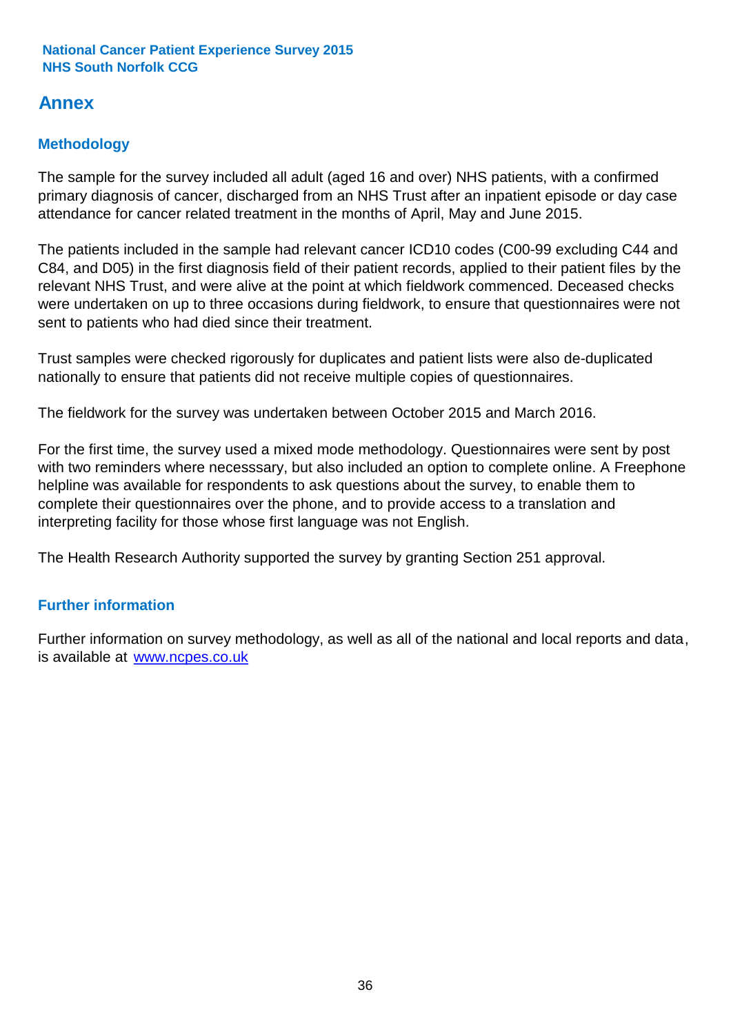## Annex

### Methodology

The sample for the survey included all adult (aged 16 and over) NHS patients, with a confirmed primary diagnosis of cancer, discharged from an NHS Trust after an inpatient episode or day case attendance for cancer related treatment in the months of April, May and June 2015.

The patients included in the sample had relevant cancer ICD10 codes (C00-99 excluding C44 and C84, and D05) in the first diagnosis field of their patient records, applied to their patient files by the relevant NHS Trust, and were alive at the point at which fieldwork commenced. Deceased checks were undertaken on up to three occasions during fieldwork, to ensure that questionnaires were not sent to patients who had died since their treatment.

Trust samples were checked rigorously for duplicates and patient lists were also de-duplicated nationally to ensure that patients did not receive multiple copies of questionnaires.

The fieldwork for the survey was undertaken between October 2015 and March 2016.

For the first time, the survey used a mixed mode methodology. Questionnaires were sent by post with two reminders where necesssary, but also included an option to complete online. A Freephone helpline was available for respondents to ask questions about the survey, to enable them to complete their questionnaires over the phone, and to provide access to a translation and interpreting facility for those whose first language was not English.

The Health Research Authority supported the survey by granting Section 251 approval.

### Further information

Further information on survey methodology, as well as all of the national and local reports and data, is available at [www.ncpes.co.uk](http://www.ncpes.co.uk)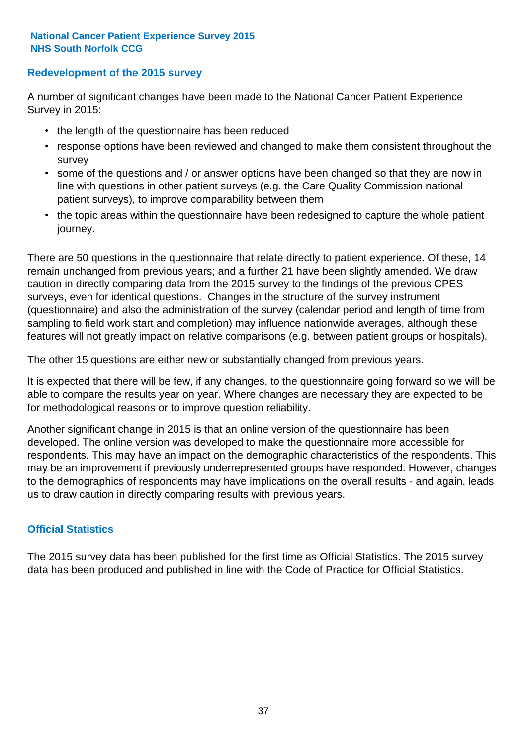## Redevelopment of the 2015 survey

A number of significant changes have been made to the National Cancer Patient Experience Survey in 2015:

- the length of the questionnaire has been reduced
- response options have been reviewed and changed to make them consistent throughout the survey
- some of the questions and / or answer options have been changed so that they are now in line with questions in other patient surveys (e.g. the Care Quality Commission national patient surveys), to improve comparability between them
- the topic areas within the questionnaire have been redesigned to capture the whole patient journey.

There are 50 questions in the questionnaire that relate directly to patient experience. Of these, 14 remain unchanged from previous years; and a further 21 have been slightly amended. We draw caution in directly comparing data from the 2015 survey to the findings of the previous CPES surveys, even for identical questions. Changes in the structure of the survey instrument (questionnaire) and also the administration of the survey (calendar period and length of time from sampling to field work start and completion) may influence nationwide averages, although these features will not greatly impact on relative comparisons (e.g. between patient groups or hospitals).

The other 15 questions are either new or substantially changed from previous years.

It is expected that there will be few, if any changes, to the questionnaire going forward so we will be able to compare the results year on year. Where changes are necessary they are expected to be for methodological reasons or to improve question reliability.

Another significant change in 2015 is that an online version of the questionnaire has been developed. The online version was developed to make the questionnaire more accessible for respondents. This may have an impact on the demographic characteristics of the respondents. This may be an improvement if previously underrepresented groups have responded. However, changes to the demographics of respondents may have implications on the overall results - and again, leads us to draw caution in directly comparing results with previous years.

## Official Statistics

The 2015 survey data has been published for the first time as Official Statistics. The 2015 survey data has been produced and published in line with the Code of Practice for Official Statistics.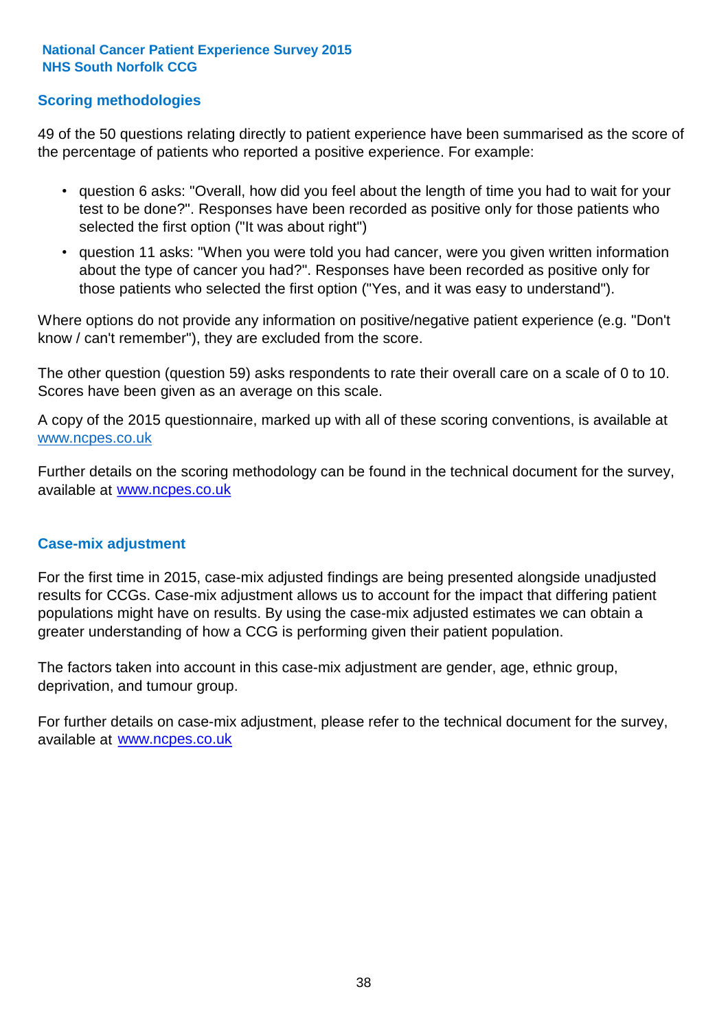## Scoring methodologies

49 of the 50 questions relating directly to patient experience have been summarised as the score of the percentage of patients who reported a positive experience. For example:

- question 6 asks: "Overall, how did you feel about the length of time you had to wait for your test to be done?". Responses have been recorded as positive only for those patients who selected the first option ("It was about right")
- question 11 asks: "When you were told you had cancer, were you given written information about the type of cancer you had?". Responses have been recorded as positive only for those patients who selected the first option ("Yes, and it was easy to understand").

Where options do not provide any information on positive/negative patient experience (e.g. "Don't know / can't remember"), they are excluded from the score.

The other question (question 59) asks respondents to rate their overall care on a scale of 0 to 10. Scores have been given as an average on this scale.

A copy of the 2015 questionnaire, marked up with all of these scoring conventions, is available at www.ncpes.co.uk

Further details on the scoring methodology can be found in the technical document for the survey, available at www.ncpes.co.uk

## Case-mix adjustment

For the first time in 2015, case-mix adjusted findings are being presented alongside unadjusted results for CCGs. Case-mix adjustment allows us to account for the impact that differing patient populations might have on results. By using the case-mix adjusted estimates we can obtain a greater understanding of how a CCG is performing given their patient population.

The factors taken into account in this case-mix adjustment are gender, age, ethnic group, deprivation, and tumour group.

For further details on case-mix adjustment, please refer to the technical document for the survey, available at www.ncpes.co.uk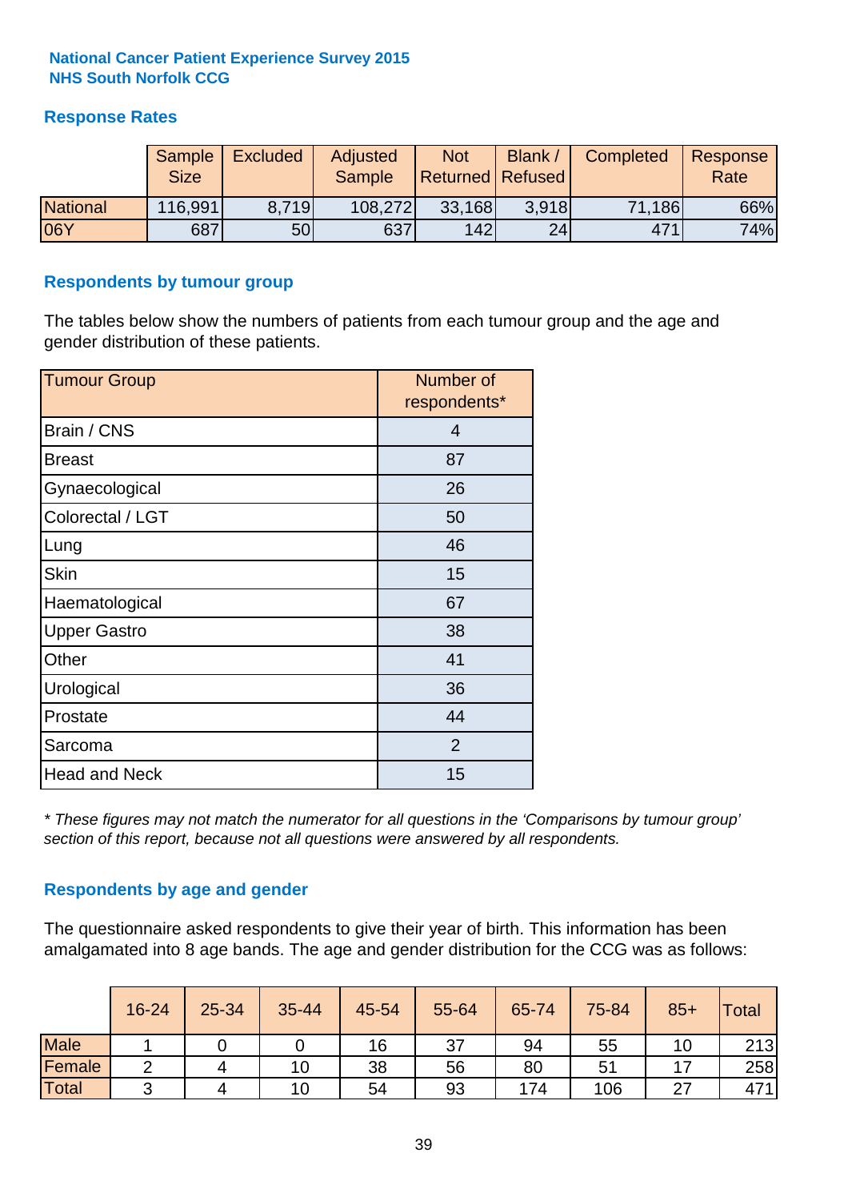**National Cancer Patient Experience Survey 2015**
**NHS South Norfolk CCG**

## Response Rates

| | Sample Size | Excluded | Adjusted Sample | Not Returned | Blank / Refused | Completed | Response Rate |
|---|---|---|---|---|---|---|---|
| National | 116,991 | 8,719 | 108,272 | 33,168 | 3,918 | 71,186 | 66% |
| 06Y | 687 | 50 | 637 | 142 | 24 | 471 | 74% |

## Respondents by tumour group

The tables below show the numbers of patients from each tumour group and the age and gender distribution of these patients.

| Tumour Group | Number of respondents* |
|---|---|
| Brain / CNS | 4 |
| Breast | 87 |
| Gynaecological | 26 |
| Colorectal / LGT | 50 |
| Lung | 46 |
| Skin | 15 |
| Haematological | 67 |
| Upper Gastro | 38 |
| Other | 41 |
| Urological | 36 |
| Prostate | 44 |
| Sarcoma | 2 |
| Head and Neck | 15 |

*\* These figures may not match the numerator for all questions in the 'Comparisons by tumour group' section of this report, because not all questions were answered by all respondents.*

## Respondents by age and gender

The questionnaire asked respondents to give their year of birth. This information has been amalgamated into 8 age bands. The age and gender distribution for the CCG was as follows:

| | 16-24 | 25-34 | 35-44 | 45-54 | 55-64 | 65-74 | 75-84 | 85+ | Total |
|---|---|---|---|---|---|---|---|---|---|
| Male | 1 | 0 | 0 | 16 | 37 | 94 | 55 | 10 | 213 |
| Female | 2 | 4 | 10 | 38 | 56 | 80 | 51 | 17 | 258 |
| Total | 3 | 4 | 10 | 54 | 93 | 174 | 106 | 27 | 471 |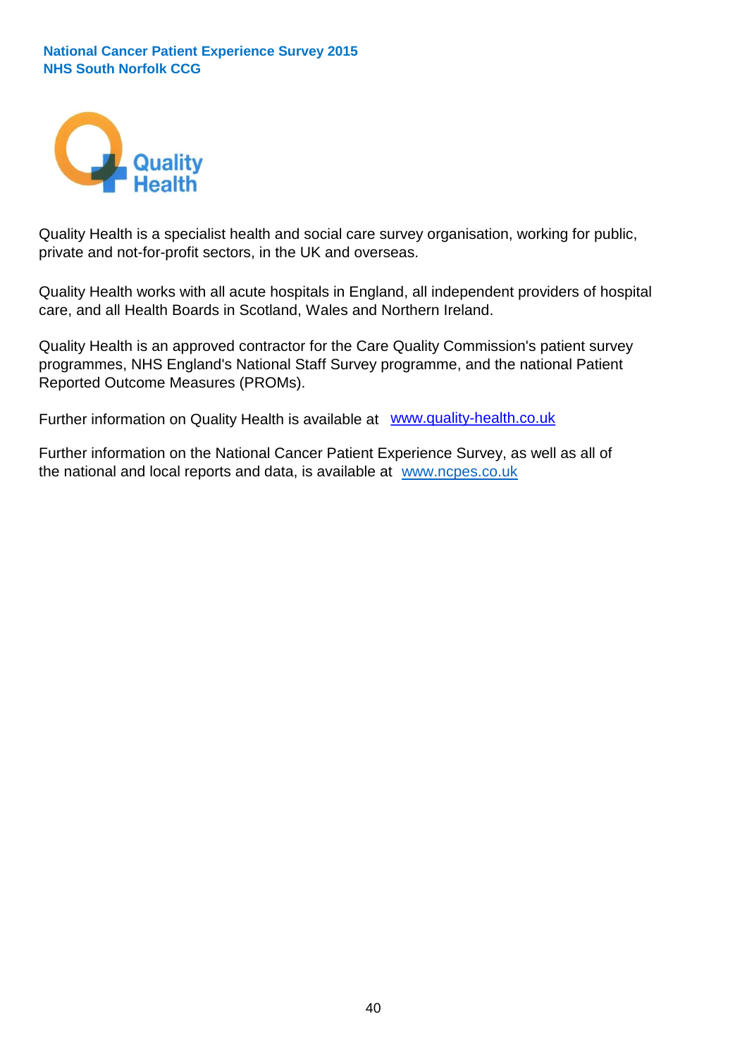National Cancer Patient Experience Survey 2015
NHS South Norfolk CCG

Quality Health

Quality Health is a specialist health and social care survey organisation, working for public, private and not-for-profit sectors, in the UK and overseas.

Quality Health works with all acute hospitals in England, all independent providers of hospital care, and all Health Boards in Scotland, Wales and Northern Ireland.

Quality Health is an approved contractor for the Care Quality Commission's patient survey programmes, NHS England's National Staff Survey programme, and the national Patient Reported Outcome Measures (PROMs).

Further information on Quality Health is available at www.quality-health.co.uk

Further information on the National Cancer Patient Experience Survey, as well as all of the national and local reports and data, is available at www.ncpes.co.uk